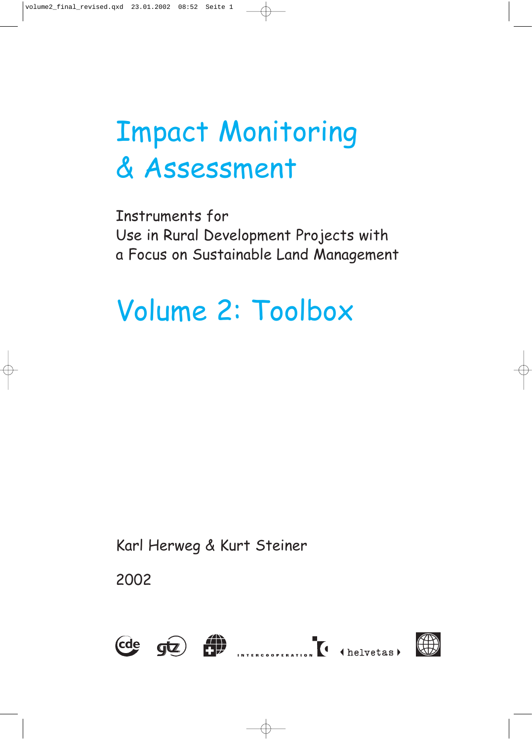# Impact Monitoring & Assessment

Instruments for
Use in Rural Development Projects with
a Focus on Sustainable Land Management

# Volume 2: Toolbox

Karl Herweg & Kurt Steiner

2002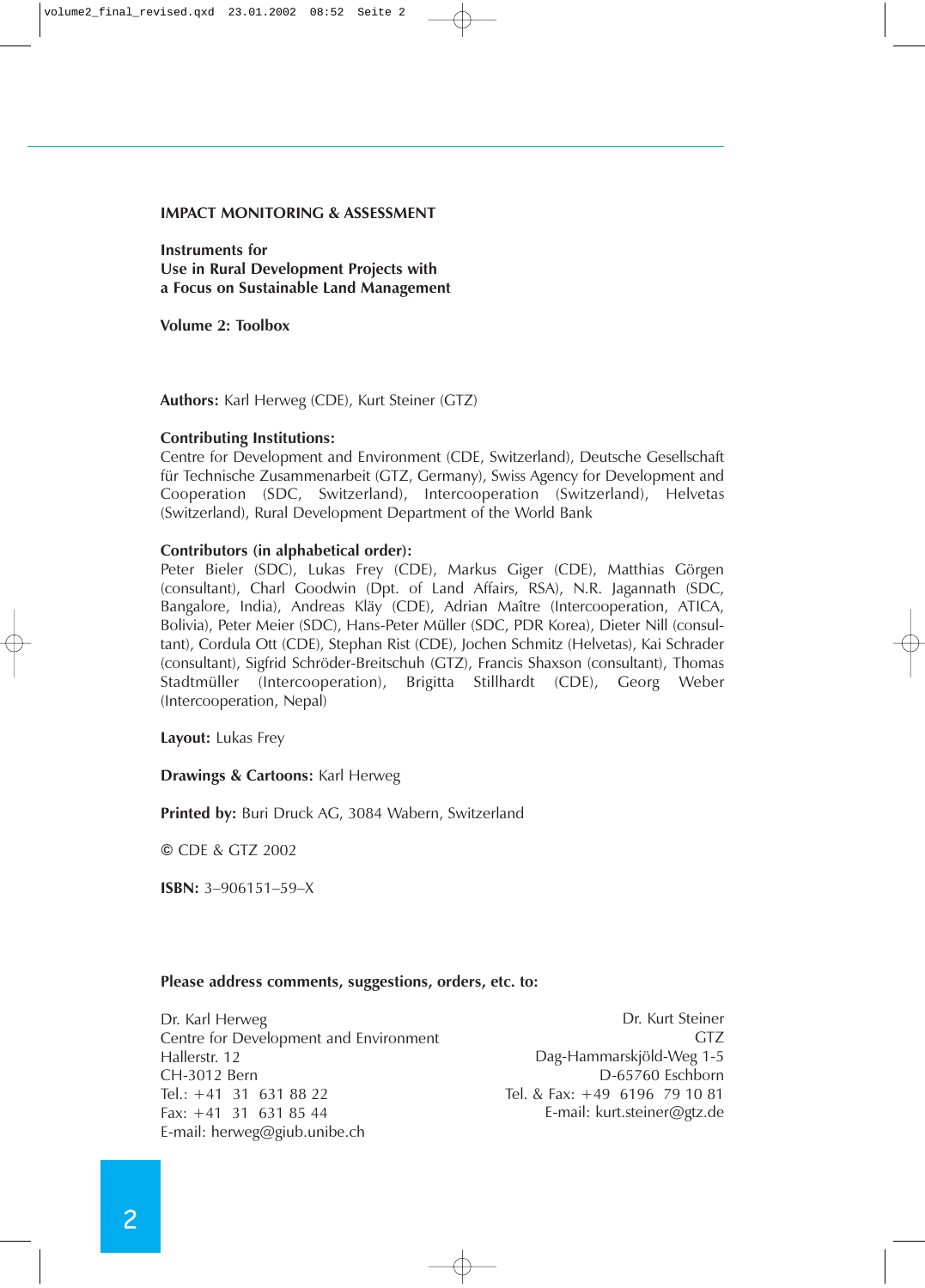**IMPACT MONITORING & ASSESSMENT**

**Instruments for**
**Use in Rural Development Projects with**
**a Focus on Sustainable Land Management**

**Volume 2: Toolbox**

**Authors:** Karl Herweg (CDE), Kurt Steiner (GTZ)

**Contributing Institutions:**
Centre for Development and Environment (CDE, Switzerland), Deutsche Gesellschaft für Technische Zusammenarbeit (GTZ, Germany), Swiss Agency for Development and Cooperation (SDC, Switzerland), Intercooperation (Switzerland), Helvetas (Switzerland), Rural Development Department of the World Bank

**Contributors (in alphabetical order):**
Peter Bieler (SDC), Lukas Frey (CDE), Markus Giger (CDE), Matthias Görgen (consultant), Charl Goodwin (Dpt. of Land Affairs, RSA), N.R. Jagannath (SDC, Bangalore, India), Andreas Kläy (CDE), Adrian Maître (Intercooperation, ATICA, Bolivia), Peter Meier (SDC), Hans-Peter Müller (SDC, PDR Korea), Dieter Nill (consultant), Cordula Ott (CDE), Stephan Rist (CDE), Jochen Schmitz (Helvetas), Kai Schrader (consultant), Sigfrid Schröder-Breitschuh (GTZ), Francis Shaxson (consultant), Thomas Stadtmüller (Intercooperation), Brigitta Stillhardt (CDE), Georg Weber (Intercooperation, Nepal)

**Layout:** Lukas Frey

**Drawings & Cartoons:** Karl Herweg

**Printed by:** Buri Druck AG, 3084 Wabern, Switzerland

© CDE & GTZ 2002

**ISBN:** 3–906151–59–X

**Please address comments, suggestions, orders, etc. to:**

Dr. Karl Herweg
Centre for Development and Environment
Hallerstr. 12
CH-3012 Bern
Tel.: +41 31 631 88 22
Fax: +41 31 631 85 44
E-mail: herweg@giub.unibe.ch

Dr. Kurt Steiner
GTZ
Dag-Hammarskjöld-Weg 1-5
D-65760 Eschborn
Tel. & Fax: +49 6196 79 10 81
E-mail: kurt.steiner@gtz.de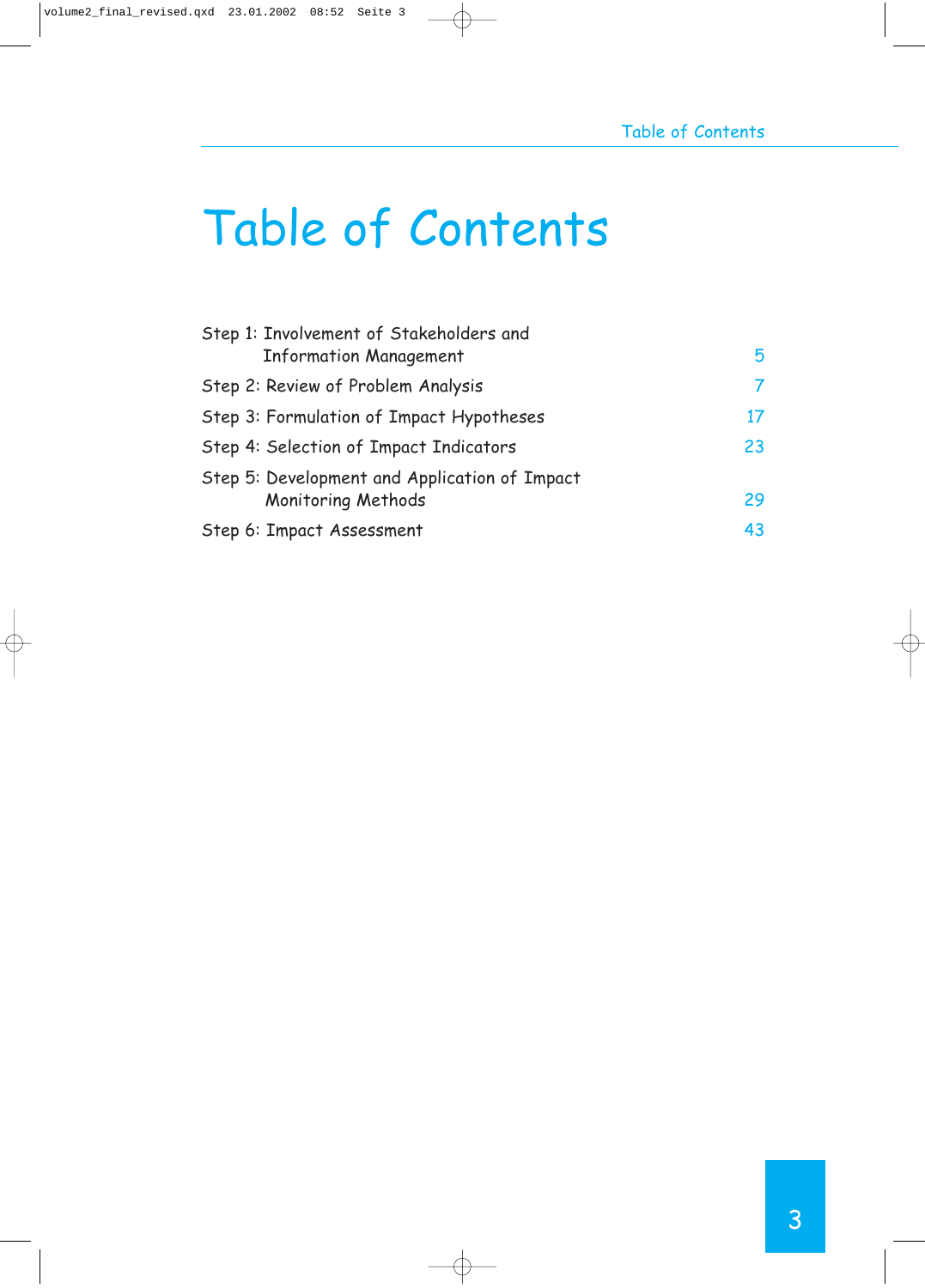# Table of Contents

| | |
|---|---|
| Step 1: Involvement of Stakeholders and Information Management | 5 |
| Step 2: Review of Problem Analysis | 7 |
| Step 3: Formulation of Impact Hypotheses | 17 |
| Step 4: Selection of Impact Indicators | 23 |
| Step 5: Development and Application of Impact Monitoring Methods | 29 |
| Step 6: Impact Assessment | 43 |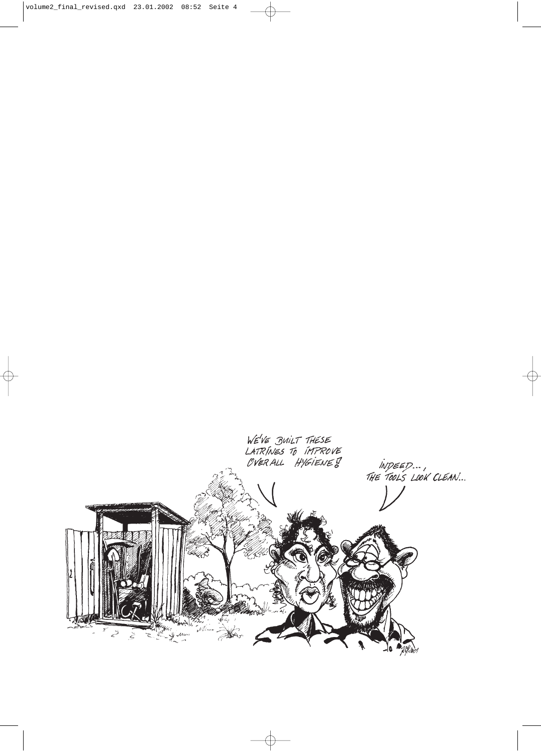WE'VE BUILT THESE LATRINES TO IMPROVE OVERALL HYGIENE!

INDEED..., THE TOOLS LOOK CLEAN...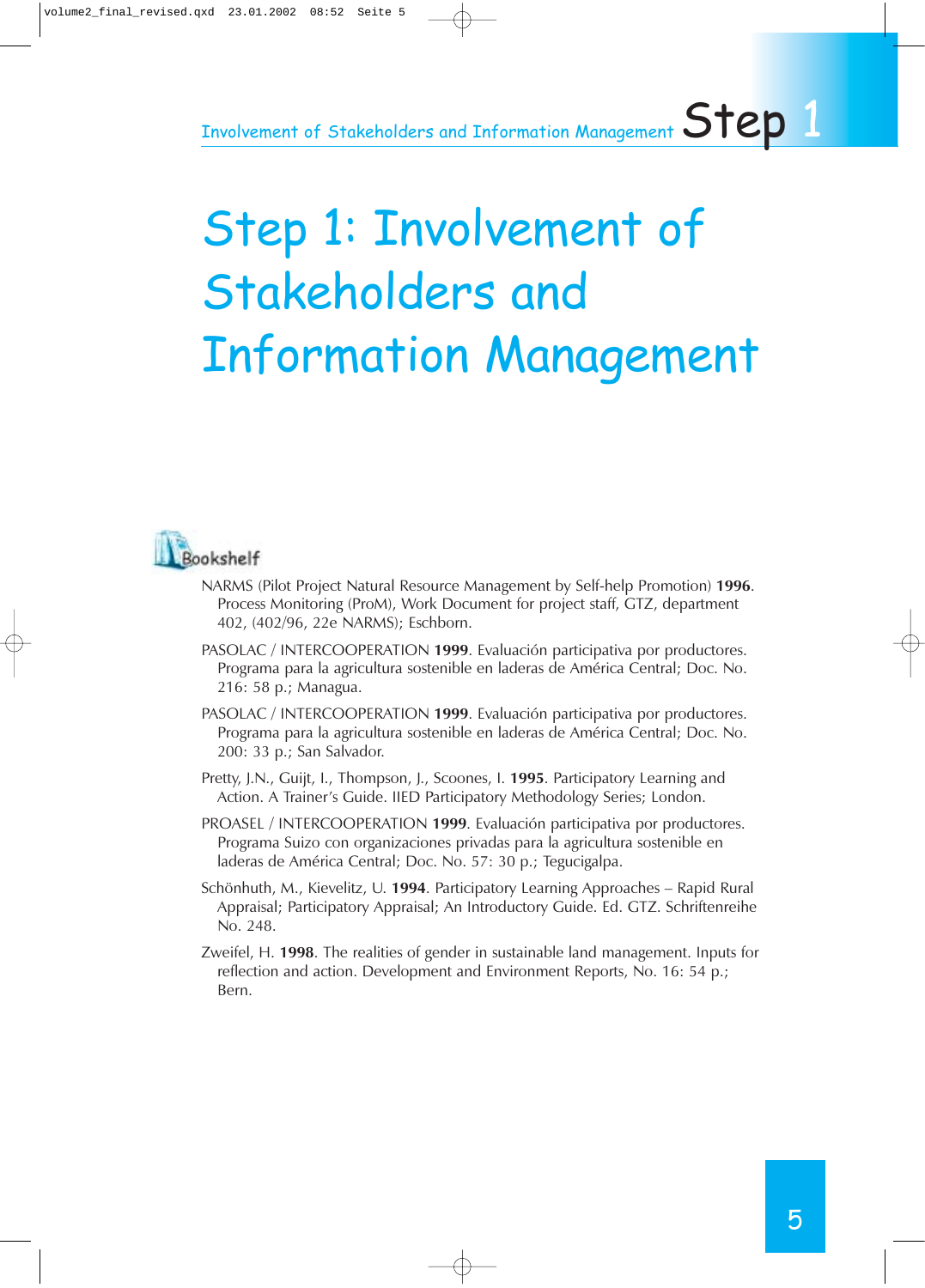# Step 1: Involvement of Stakeholders and Information Management

## Bookshelf

NARMS (Pilot Project Natural Resource Management by Self-help Promotion) **1996**. Process Monitoring (ProM), Work Document for project staff, GTZ, department 402, (402/96, 22e NARMS); Eschborn.

PASOLAC / INTERCOOPERATION **1999**. Evaluación participativa por productores. Programa para la agricultura sostenible en laderas de América Central; Doc. No. 216: 58 p.; Managua.

PASOLAC / INTERCOOPERATION **1999**. Evaluación participativa por productores. Programa para la agricultura sostenible en laderas de América Central; Doc. No. 200: 33 p.; San Salvador.

Pretty, J.N., Guijt, I., Thompson, J., Scoones, I. **1995**. Participatory Learning and Action. A Trainer's Guide. IIED Participatory Methodology Series; London.

PROASEL / INTERCOOPERATION **1999**. Evaluación participativa por productores. Programa Suizo con organizaciones privadas para la agricultura sostenible en laderas de América Central; Doc. No. 57: 30 p.; Tegucigalpa.

Schönhuth, M., Kievelitz, U. **1994**. Participatory Learning Approaches – Rapid Rural Appraisal; Participatory Appraisal; An Introductory Guide. Ed. GTZ. Schriftenreihe No. 248.

Zweifel, H. **1998**. The realities of gender in sustainable land management. Inputs for reflection and action. Development and Environment Reports, No. 16: 54 p.; Bern.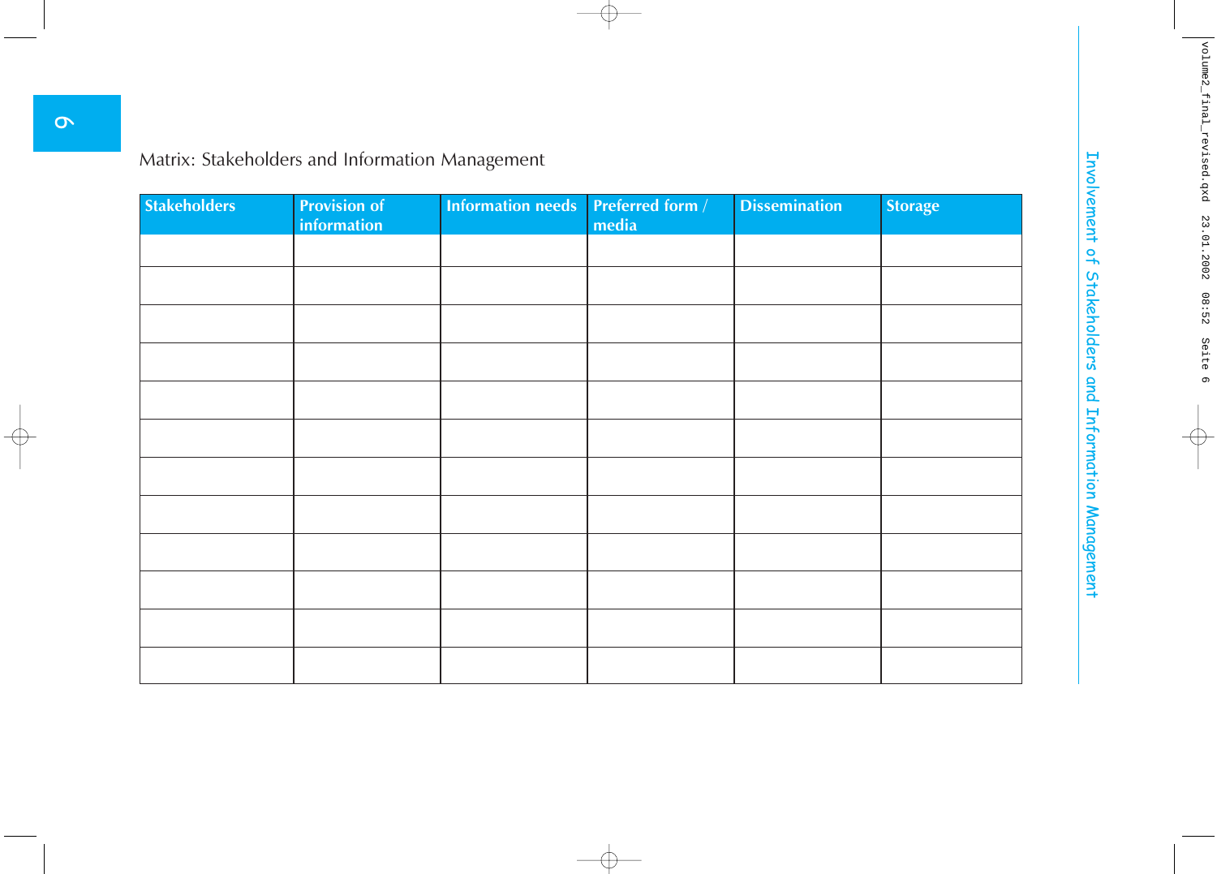Matrix: Stakeholders and Information Management

| Stakeholders | Provision of information | Information needs | Preferred form / media | Dissemination | Storage |
|---|---|---|---|---|---|
| | | | | | |
| | | | | | |
| | | | | | |
| | | | | | |
| | | | | | |
| | | | | | |
| | | | | | |
| | | | | | |
| | | | | | |
| | | | | | |
| | | | | | |
| | | | | | |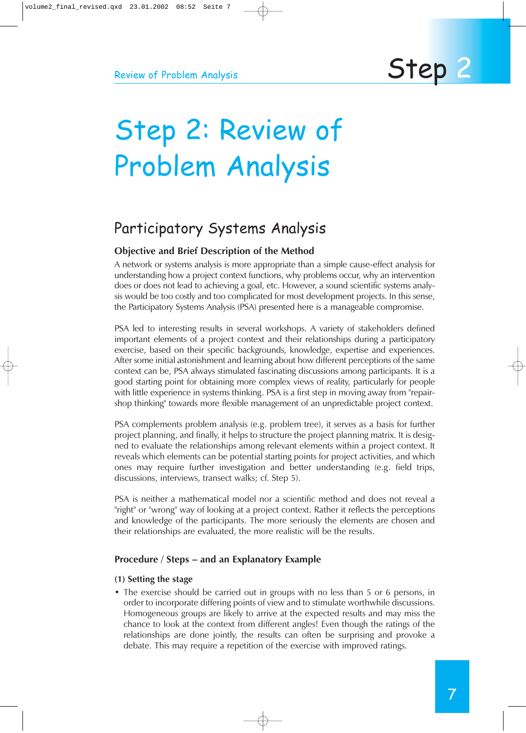# Step 2: Review of Problem Analysis

## Participatory Systems Analysis

### Objective and Brief Description of the Method

A network or systems analysis is more appropriate than a simple cause-effect analysis for understanding how a project context functions, why problems occur, why an intervention does or does not lead to achieving a goal, etc. However, a sound scientific systems analysis would be too costly and too complicated for most development projects. In this sense, the Participatory Systems Analysis (PSA) presented here is a manageable compromise.

PSA led to interesting results in several workshops. A variety of stakeholders defined important elements of a project context and their relationships during a participatory exercise, based on their specific backgrounds, knowledge, expertise and experiences. After some initial astonishment and learning about how different perceptions of the same context can be, PSA always stimulated fascinating discussions among participants. It is a good starting point for obtaining more complex views of reality, particularly for people with little experience in systems thinking. PSA is a first step in moving away from "repair-shop thinking" towards more flexible management of an unpredictable project context.

PSA complements problem analysis (e.g. problem tree), it serves as a basis for further project planning, and finally, it helps to structure the project planning matrix. It is designed to evaluate the relationships among relevant elements within a project context. It reveals which elements can be potential starting points for project activities, and which ones may require further investigation and better understanding (e.g. field trips, discussions, interviews, transect walks; cf. Step 5).

PSA is neither a mathematical model nor a scientific method and does not reveal a "right" or "wrong" way of looking at a project context. Rather it reflects the perceptions and knowledge of the participants. The more seriously the elements are chosen and their relationships are evaluated, the more realistic will be the results.

### Procedure / Steps – and an Explanatory Example

**(1) Setting the stage**

- The exercise should be carried out in groups with no less than 5 or 6 persons, in order to incorporate differing points of view and to stimulate worthwhile discussions. Homogeneous groups are likely to arrive at the expected results and may miss the chance to look at the context from different angles! Even though the ratings of the relationships are done jointly, the results can often be surprising and provoke a debate. This may require a repetition of the exercise with improved ratings.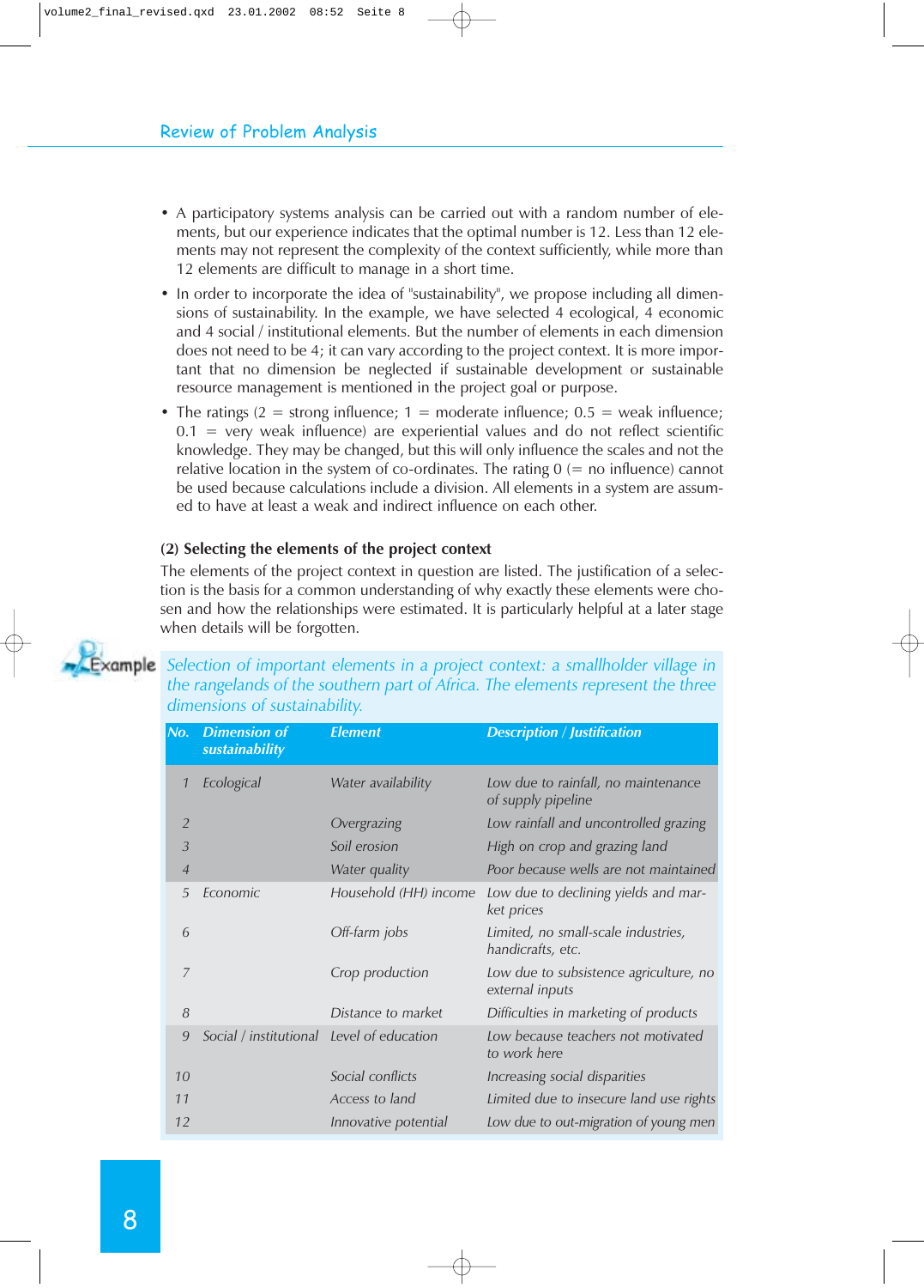## Review of Problem Analysis

- A participatory systems analysis can be carried out with a random number of elements, but our experience indicates that the optimal number is 12. Less than 12 elements may not represent the complexity of the context sufficiently, while more than 12 elements are difficult to manage in a short time.
- In order to incorporate the idea of "sustainability", we propose including all dimensions of sustainability. In the example, we have selected 4 ecological, 4 economic and 4 social / institutional elements. But the number of elements in each dimension does not need to be 4; it can vary according to the project context. It is more important that no dimension be neglected if sustainable development or sustainable resource management is mentioned in the project goal or purpose.
- The ratings (2 = strong influence; 1 = moderate influence; 0.5 = weak influence; 0.1 = very weak influence) are experiential values and do not reflect scientific knowledge. They may be changed, but this will only influence the scales and not the relative location in the system of co-ordinates. The rating 0 (= no influence) cannot be used because calculations include a division. All elements in a system are assumed to have at least a weak and indirect influence on each other.

**(2) Selecting the elements of the project context**

The elements of the project context in question are listed. The justification of a selection is the basis for a common understanding of why exactly these elements were chosen and how the relationships were estimated. It is particularly helpful at a later stage when details will be forgotten.

Example

*Selection of important elements in a project context: a smallholder village in the rangelands of the southern part of Africa. The elements represent the three dimensions of sustainability.*

| No. | Dimension of sustainability | Element | Description / Justification |
|---|---|---|---|
| 1 | Ecological | Water availability | Low due to rainfall, no maintenance of supply pipeline |
| 2 | | Overgrazing | Low rainfall and uncontrolled grazing |
| 3 | | Soil erosion | High on crop and grazing land |
| 4 | | Water quality | Poor because wells are not maintained |
| 5 | Economic | Household (HH) income | Low due to declining yields and market prices |
| 6 | | Off-farm jobs | Limited, no small-scale industries, handicrafts, etc. |
| 7 | | Crop production | Low due to subsistence agriculture, no external inputs |
| 8 | | Distance to market | Difficulties in marketing of products |
| 9 | Social / institutional | Level of education | Low because teachers not motivated to work here |
| 10 | | Social conflicts | Increasing social disparities |
| 11 | | Access to land | Limited due to insecure land use rights |
| 12 | | Innovative potential | Low due to out-migration of young men |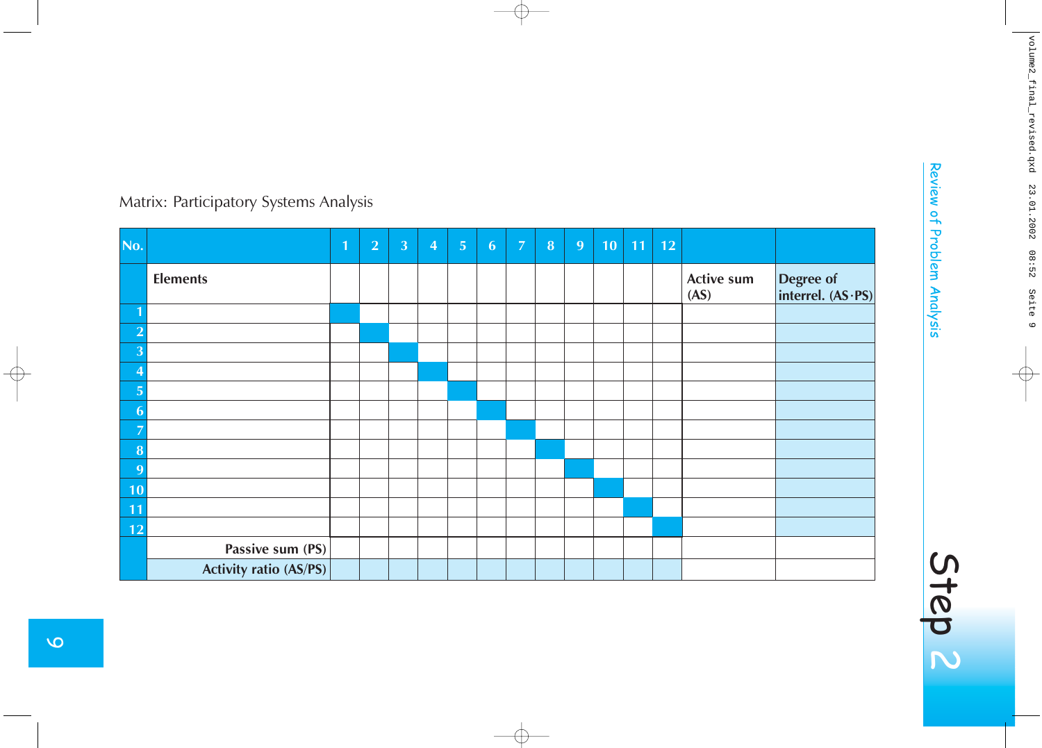Matrix: Participatory Systems Analysis

| No. | Elements | 1 | 2 | 3 | 4 | 5 | 6 | 7 | 8 | 9 | 10 | 11 | 12 | Active sum (AS) | Degree of interrel. (AS·PS) |
|---|---|---|---|---|---|---|---|---|---|---|---|---|---|---|---|
| 1 | | | | | | | | | | | | | | | |
| 2 | | | | | | | | | | | | | | | |
| 3 | | | | | | | | | | | | | | | |
| 4 | | | | | | | | | | | | | | | |
| 5 | | | | | | | | | | | | | | | |
| 6 | | | | | | | | | | | | | | | |
| 7 | | | | | | | | | | | | | | | |
| 8 | | | | | | | | | | | | | | | |
| 9 | | | | | | | | | | | | | | | |
| 10 | | | | | | | | | | | | | | | |
| 11 | | | | | | | | | | | | | | | |
| 12 | | | | | | | | | | | | | | | |
| | Passive sum (PS) | | | | | | | | | | | | | | |
| | Activity ratio (AS/PS) | | | | | | | | | | | | | | |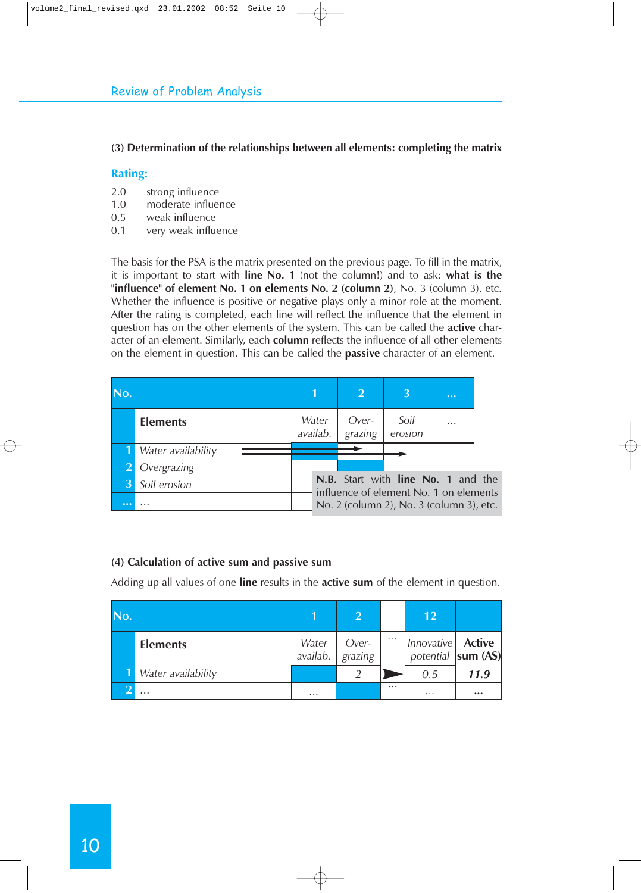## Review of Problem Analysis

**(3) Determination of the relationships between all elements: completing the matrix**

### Rating:

2.0 strong influence
1.0 moderate influence
0.5 weak influence
0.1 very weak influence

The basis for the PSA is the matrix presented on the previous page. To fill in the matrix, it is important to start with **line No. 1** (not the column!) and to ask: **what is the "influence" of element No. 1 on elements No. 2 (column 2)**, No. 3 (column 3), etc. Whether the influence is positive or negative plays only a minor role at the moment. After the rating is completed, each line will reflect the influence that the element in question has on the other elements of the system. This can be called the **active** character of an element. Similarly, each **column** reflects the influence of all other elements on the element in question. This can be called the **passive** character of an element.

| No. | Elements | 1 *Water availab.* | 2 *Over-grazing* | 3 *Soil erosion* | ... ... |
|---|---|---|---|---|---|
| 1 | *Water availability* | | | | |
| 2 | *Overgrazing* | | | | |
| 3 | *Soil erosion* | | | | |
| ... | ... | | | | |

**N.B.** Start with **line No. 1** and the influence of element No. 1 on elements No. 2 (column 2), No. 3 (column 3), etc.

**(4) Calculation of active sum and passive sum**

Adding up all values of one **line** results in the **active sum** of the element in question.

| No. | Elements | 1 *Water availab.* | 2 *Over-grazing* | ... | 12 *Innovative potential* | **Active sum (AS)** |
|---|---|---|---|---|---|---|
| 1 | *Water availability* | | *2* | | *0.5* | ***11.9*** |
| 2 | ... | ... | | ... | ... | **...** |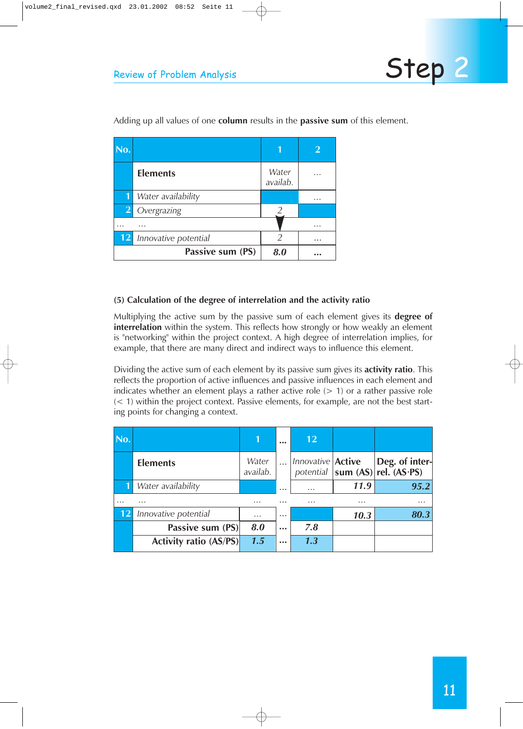Adding up all values of one **column** results in the **passive sum** of this element.

| No. | Elements | 1 Water availab. | 2 ... |
|---|---|---|---|
| 1 | *Water availability* | | ... |
| 2 | *Overgrazing* | *2* | |
| ... | ... | | ... |
| 12 | *Innovative potential* | *2* | ... |
| | **Passive sum (PS)** | ***8.0*** | **...** |

**(5) Calculation of the degree of interrelation and the activity ratio**

Multiplying the active sum by the passive sum of each element gives its **degree of interrelation** within the system. This reflects how strongly or how weakly an element is "networking" within the project context. A high degree of interrelation implies, for example, that there are many direct and indirect ways to influence this element.

Dividing the active sum of each element by its passive sum gives its **activity ratio**. This reflects the proportion of active influences and passive influences in each element and indicates whether an element plays a rather active role (> 1) or a rather passive role (< 1) within the project context. Passive elements, for example, are not the best starting points for changing a context.

| No. | Elements | 1 Water availab. | ... | 12 Innovative potential | Active sum (AS) | Deg. of interrel. (AS·PS) |
|---|---|---|---|---|---|---|
| 1 | *Water availability* | | ... | ... | ***11.9*** | ***95.2*** |
| ... | ... | ... | ... | ... | ... | ... |
| 12 | *Innovative potential* | ... | ... | | ***10.3*** | ***80.3*** |
| | **Passive sum (PS)** | ***8.0*** | **...** | ***7.8*** | | |
| | **Activity ratio (AS/PS)** | ***1.5*** | **...** | ***1.3*** | | |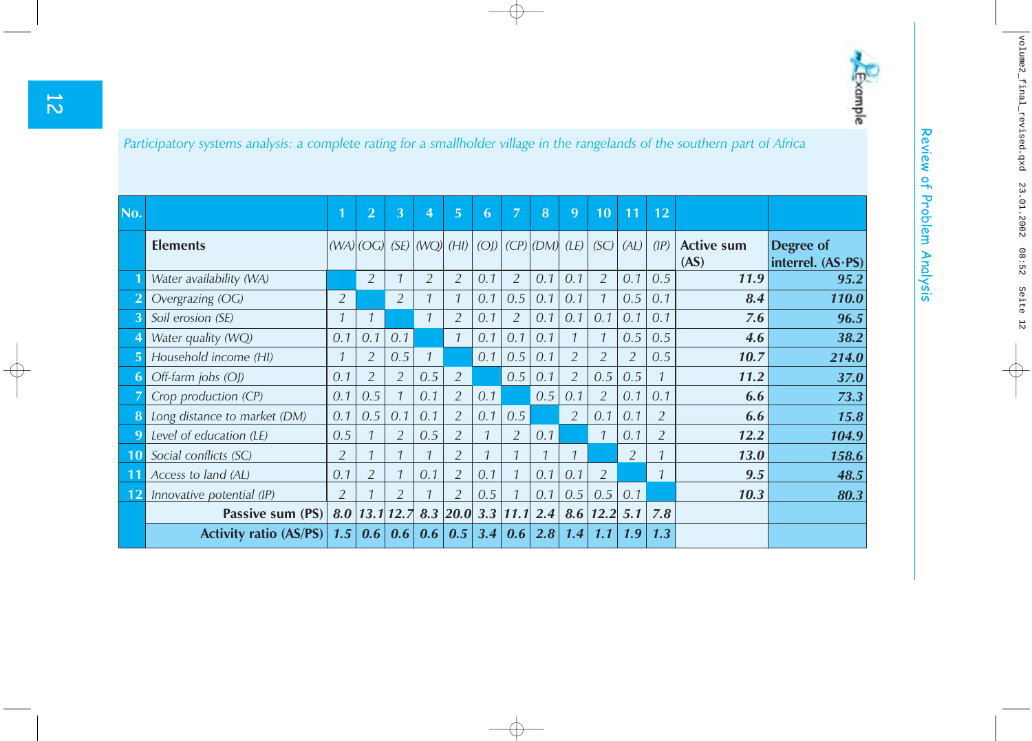Participatory systems analysis: a complete rating for a smallholder village in the rangelands of the southern part of Africa

| No. | Elements | 1 (WA) | 2 (OG) | 3 (SE) | 4 (WQ) | 5 (HI) | 6 (OJ) | 7 (CP) | 8 (DM) | 9 (LE) | 10 (SC) | 11 (AL) | 12 (IP) | Active sum (AS) | Degree of interrel. (AS·PS) |
|---|---|---|---|---|---|---|---|---|---|---|---|---|---|---|---|
| 1 | Water availability (WA) | | 2 | 1 | 2 | 2 | 0.1 | 2 | 0.1 | 0.1 | 2 | 0.1 | 0.5 | **11.9** | **95.2** |
| 2 | Overgrazing (OG) | 2 | | 2 | 1 | 1 | 0.1 | 0.5 | 0.1 | 0.1 | 1 | 0.5 | 0.1 | **8.4** | **110.0** |
| 3 | Soil erosion (SE) | 1 | 1 | | 1 | 2 | 0.1 | 2 | 0.1 | 0.1 | 0.1 | 0.1 | 0.1 | **7.6** | **96.5** |
| 4 | Water quality (WQ) | 0.1 | 0.1 | 0.1 | | 1 | 0.1 | 0.1 | 0.1 | 1 | 1 | 0.5 | 0.5 | **4.6** | **38.2** |
| 5 | Household income (HI) | 1 | 2 | 0.5 | 1 | | 0.1 | 0.5 | 0.1 | 2 | 2 | 2 | 0.5 | **10.7** | **214.0** |
| 6 | Off-farm jobs (OJ) | 0.1 | 2 | 2 | 0.5 | 2 | | 0.5 | 0.1 | 2 | 0.5 | 0.5 | 1 | **11.2** | **37.0** |
| 7 | Crop production (CP) | 0.1 | 0.5 | 1 | 0.1 | 2 | 0.1 | | 0.5 | 0.1 | 2 | 0.1 | 0.1 | **6.6** | **73.3** |
| 8 | Long distance to market (DM) | 0.1 | 0.5 | 0.1 | 0.1 | 2 | 0.1 | 0.5 | | 2 | 0.1 | 0.1 | 2 | **6.6** | **15.8** |
| 9 | Level of education (LE) | 0.5 | 1 | 2 | 0.5 | 2 | 1 | 2 | 0.1 | | 1 | 0.1 | 2 | **12.2** | **104.9** |
| 10 | Social conflicts (SC) | 2 | 1 | 1 | 1 | 2 | 1 | 1 | 1 | 1 | | 2 | 1 | **13.0** | **158.6** |
| 11 | Access to land (AL) | 0.1 | 2 | 1 | 0.1 | 2 | 0.1 | 1 | 0.1 | 0.1 | 2 | | 1 | **9.5** | **48.5** |
| 12 | Innovative potential (IP) | 2 | 1 | 2 | 1 | 2 | 0.5 | 1 | 0.1 | 0.5 | 0.5 | 0.1 | | **10.3** | **80.3** |
| | **Passive sum (PS)** | **8.0** | **13.1** | **12.7** | **8.3** | **20.0** | **3.3** | **11.1** | **2.4** | **8.6** | **12.2** | **5.1** | **7.8** | | |
| | **Activity ratio (AS/PS)** | **1.5** | **0.6** | **0.6** | **0.6** | **0.5** | **3.4** | **0.6** | **2.8** | **1.4** | **1.1** | **1.9** | **1.3** | | |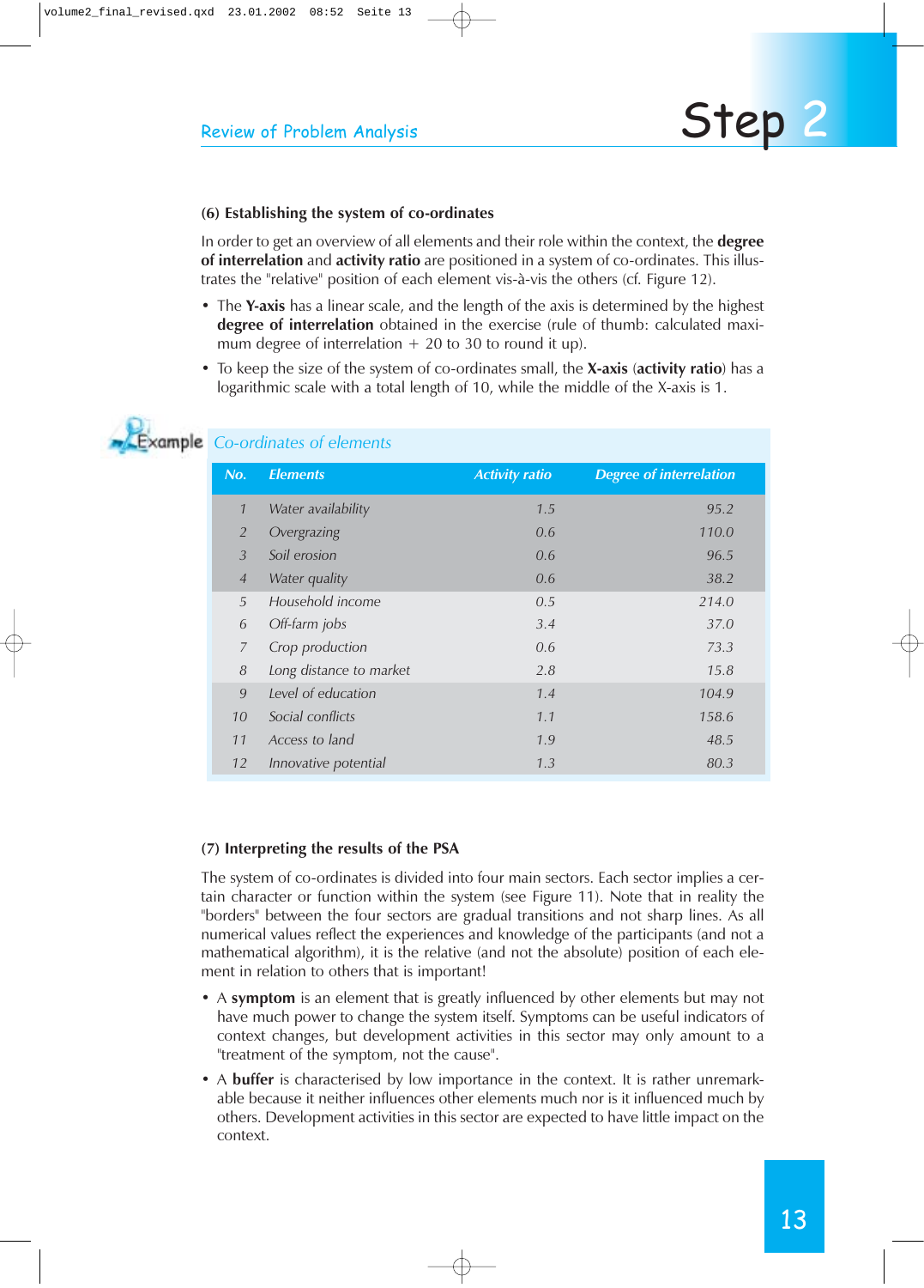### (6) Establishing the system of co-ordinates

In order to get an overview of all elements and their role within the context, the **degree of interrelation** and **activity ratio** are positioned in a system of co-ordinates. This illustrates the "relative" position of each element vis-à-vis the others (cf. Figure 12).

- The **Y-axis** has a linear scale, and the length of the axis is determined by the highest **degree of interrelation** obtained in the exercise (rule of thumb: calculated maximum degree of interrelation + 20 to 30 to round it up).
- To keep the size of the system of co-ordinates small, the **X-axis** (**activity ratio**) has a logarithmic scale with a total length of 10, while the middle of the X-axis is 1.

Example

*Co-ordinates of elements*

| No. | Elements | Activity ratio | Degree of interrelation |
|---|---|---|---|
| 1 | Water availability | 1.5 | 95.2 |
| 2 | Overgrazing | 0.6 | 110.0 |
| 3 | Soil erosion | 0.6 | 96.5 |
| 4 | Water quality | 0.6 | 38.2 |
| 5 | Household income | 0.5 | 214.0 |
| 6 | Off-farm jobs | 3.4 | 37.0 |
| 7 | Crop production | 0.6 | 73.3 |
| 8 | Long distance to market | 2.8 | 15.8 |
| 9 | Level of education | 1.4 | 104.9 |
| 10 | Social conflicts | 1.1 | 158.6 |
| 11 | Access to land | 1.9 | 48.5 |
| 12 | Innovative potential | 1.3 | 80.3 |

### (7) Interpreting the results of the PSA

The system of co-ordinates is divided into four main sectors. Each sector implies a certain character or function within the system (see Figure 11). Note that in reality the "borders" between the four sectors are gradual transitions and not sharp lines. As all numerical values reflect the experiences and knowledge of the participants (and not a mathematical algorithm), it is the relative (and not the absolute) position of each element in relation to others that is important!

- A **symptom** is an element that is greatly influenced by other elements but may not have much power to change the system itself. Symptoms can be useful indicators of context changes, but development activities in this sector may only amount to a "treatment of the symptom, not the cause".
- A **buffer** is characterised by low importance in the context. It is rather unremarkable because it neither influences other elements much nor is it influenced much by others. Development activities in this sector are expected to have little impact on the context.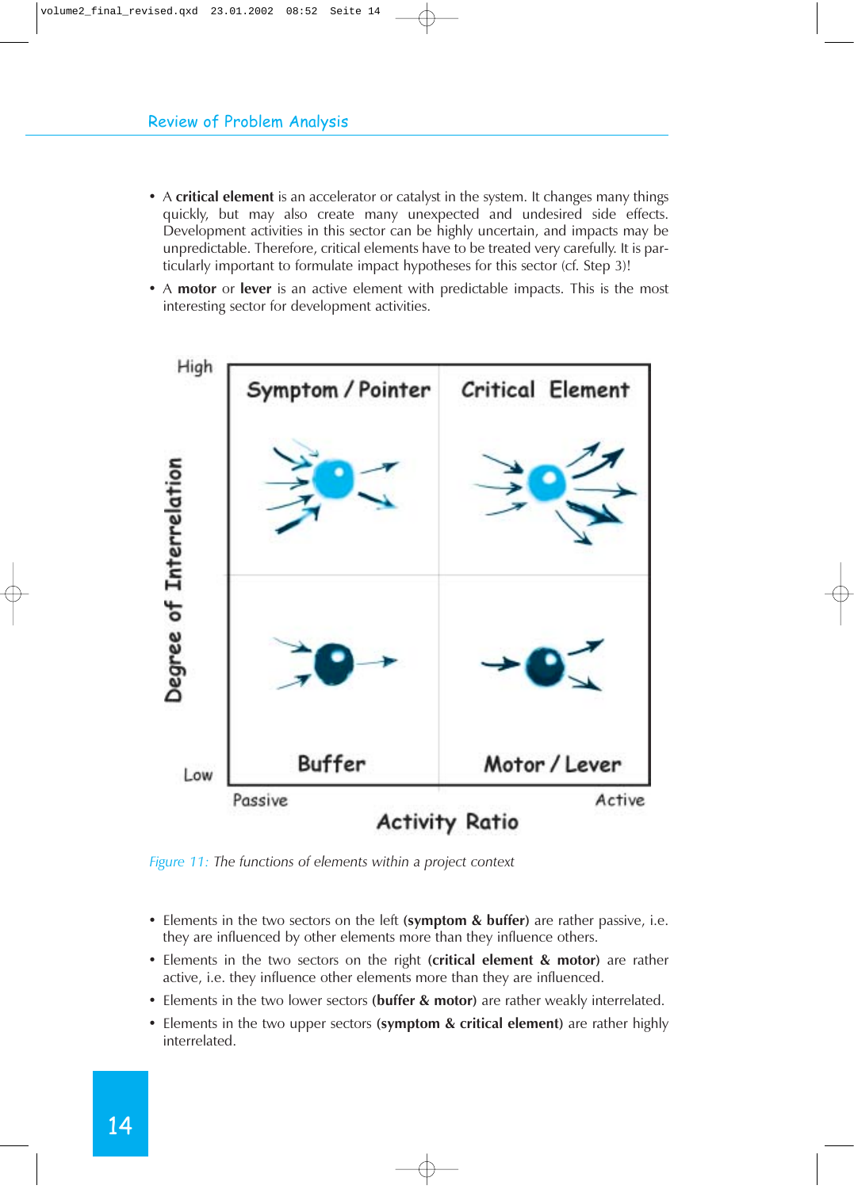- A **critical element** is an accelerator or catalyst in the system. It changes many things quickly, but may also create many unexpected and undesired side effects. Development activities in this sector can be highly uncertain, and impacts may be unpredictable. Therefore, critical elements have to be treated very carefully. It is particularly important to formulate impact hypotheses for this sector (cf. Step 3)!
- A **motor** or **lever** is an active element with predictable impacts. This is the most interesting sector for development activities.

High

Symptom / Pointer | Critical Element

Buffer | Motor / Lever

Low

Passive | Active

Degree of Interrelation

Activity Ratio

*Figure 11: The functions of elements within a project context*

- Elements in the two sectors on the left **(symptom & buffer)** are rather passive, i.e. they are influenced by other elements more than they influence others.
- Elements in the two sectors on the right **(critical element & motor)** are rather active, i.e. they influence other elements more than they are influenced.
- Elements in the two lower sectors **(buffer & motor)** are rather weakly interrelated.
- Elements in the two upper sectors **(symptom & critical element)** are rather highly interrelated.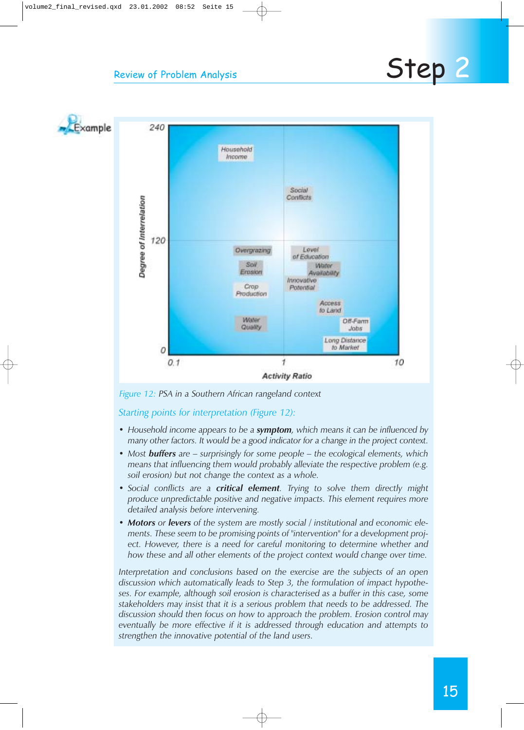## Review of Problem Analysis

# Step 2

Example

Figure 12: PSA in a Southern African rangeland context

*Starting points for interpretation (Figure 12):*

- *Household income appears to be a* ***symptom****, which means it can be influenced by many other factors. It would be a good indicator for a change in the project context.*
- *Most* ***buffers*** *are – surprisingly for some people – the ecological elements, which means that influencing them would probably alleviate the respective problem (e.g. soil erosion) but not change the context as a whole.*
- *Social conflicts are a* ***critical element****. Trying to solve them directly might produce unpredictable positive and negative impacts. This element requires more detailed analysis before intervening.*
- ***Motors*** *or* ***levers*** *of the system are mostly social / institutional and economic elements. These seem to be promising points of "intervention" for a development project. However, there is a need for careful monitoring to determine whether and how these and all other elements of the project context would change over time.*

*Interpretation and conclusions based on the exercise are the subjects of an open discussion which automatically leads to Step 3, the formulation of impact hypotheses. For example, although soil erosion is characterised as a buffer in this case, some stakeholders may insist that it is a serious problem that needs to be addressed. The discussion should then focus on how to approach the problem. Erosion control may eventually be more effective if it is addressed through education and attempts to strengthen the innovative potential of the land users.*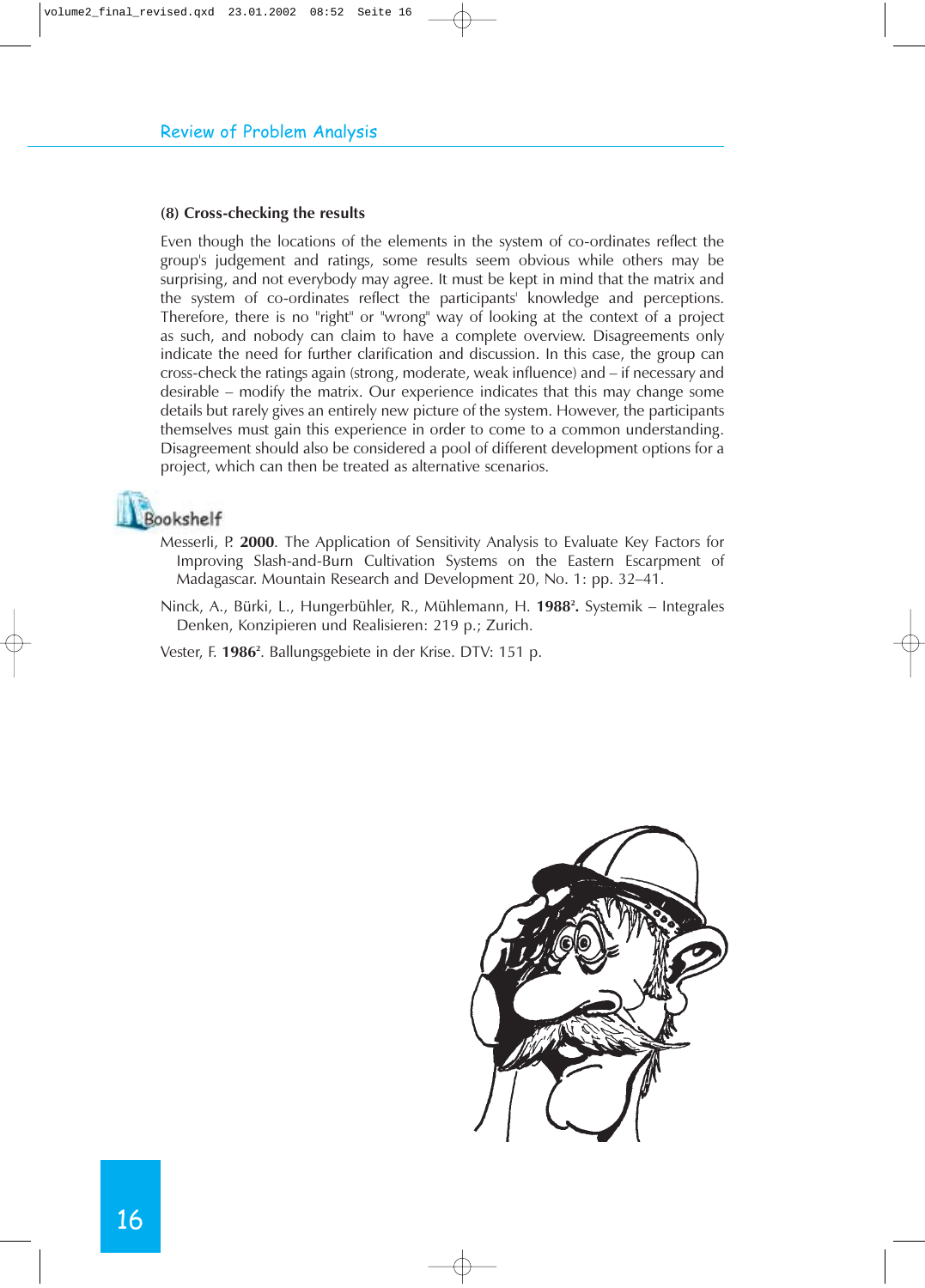### (8) Cross-checking the results

Even though the locations of the elements in the system of co-ordinates reflect the group's judgement and ratings, some results seem obvious while others may be surprising, and not everybody may agree. It must be kept in mind that the matrix and the system of co-ordinates reflect the participants' knowledge and perceptions. Therefore, there is no "right" or "wrong" way of looking at the context of a project as such, and nobody can claim to have a complete overview. Disagreements only indicate the need for further clarification and discussion. In this case, the group can cross-check the ratings again (strong, moderate, weak influence) and – if necessary and desirable – modify the matrix. Our experience indicates that this may change some details but rarely gives an entirely new picture of the system. However, the participants themselves must gain this experience in order to come to a common understanding. Disagreement should also be considered a pool of different development options for a project, which can then be treated as alternative scenarios.

### Bookshelf

Messerli, P. **2000**. The Application of Sensitivity Analysis to Evaluate Key Factors for Improving Slash-and-Burn Cultivation Systems on the Eastern Escarpment of Madagascar. Mountain Research and Development 20, No. 1: pp. 32–41.

Ninck, A., Bürki, L., Hungerbühler, R., Mühlemann, H. **1988²**. Systemik – Integrales Denken, Konzipieren und Realisieren: 219 p.; Zurich.

Vester, F. **1986²**. Ballungsgebiete in der Krise. DTV: 151 p.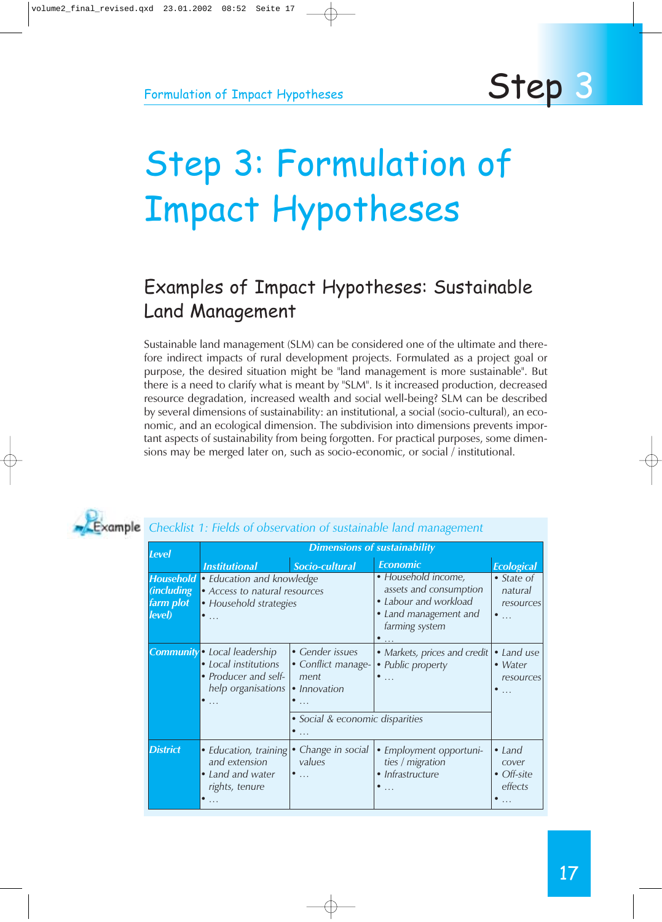# Step 3: Formulation of Impact Hypotheses

## Examples of Impact Hypotheses: Sustainable Land Management

Sustainable land management (SLM) can be considered one of the ultimate and therefore indirect impacts of rural development projects. Formulated as a project goal or purpose, the desired situation might be "land management is more sustainable". But there is a need to clarify what is meant by "SLM". Is it increased production, decreased resource degradation, increased wealth and social well-being? SLM can be described by several dimensions of sustainability: an institutional, a social (socio-cultural), an economic, and an ecological dimension. The subdivision into dimensions prevents important aspects of sustainability from being forgotten. For practical purposes, some dimensions may be merged later on, such as socio-economic, or social / institutional.

Example

*Checklist 1: Fields of observation of sustainable land management*

| Level | Dimensions of sustainability | | | |
|---|---|---|---|---|
| | Institutional | Socio-cultural | Economic | Ecological |
| Household (including farm plot level) | • Education and knowledge<br>• Access to natural resources<br>• Household strategies<br>• … | | • Household income, assets and consumption<br>• Labour and workload<br>• Land management and farming system<br>• … | • State of natural resources<br>• … |
| Community | • Local leadership<br>• Local institutions<br>• Producer and self-help organisations<br>• … | • Gender issues<br>• Conflict management<br>• Innovation<br>• …<br>• Social & economic disparities<br>• … | • Markets, prices and credit<br>• Public property<br>• …<br>(Social & economic disparities, spanning Socio-cultural and Economic) | • Land use<br>• Water resources<br>• … |
| District | • Education, training and extension<br>• Land and water rights, tenure<br>• … | • Change in social values<br>• … | • Employment opportunities / migration<br>• Infrastructure<br>• … | • Land cover<br>• Off-site effects<br>• … |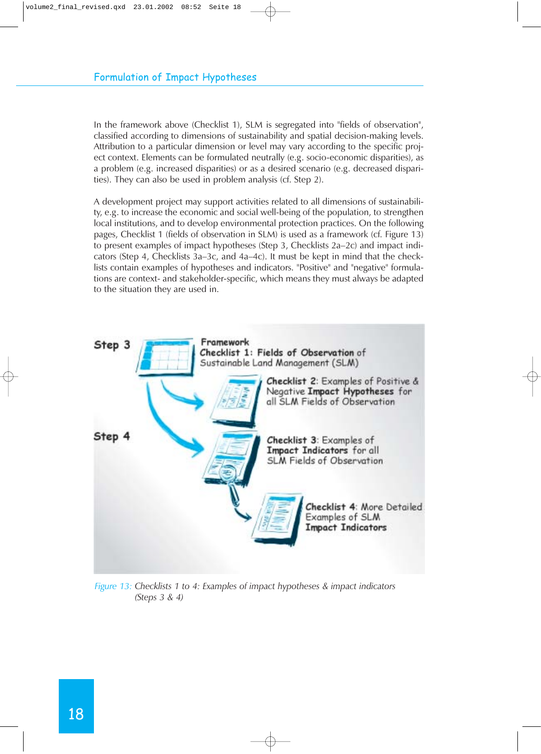## Formulation of Impact Hypotheses

In the framework above (Checklist 1), SLM is segregated into "fields of observation", classified according to dimensions of sustainability and spatial decision-making levels. Attribution to a particular dimension or level may vary according to the specific project context. Elements can be formulated neutrally (e.g. socio-economic disparities), as a problem (e.g. increased disparities) or as a desired scenario (e.g. decreased disparities). They can also be used in problem analysis (cf. Step 2).

A development project may support activities related to all dimensions of sustainability, e.g. to increase the economic and social well-being of the population, to strengthen local institutions, and to develop environmental protection practices. On the following pages, Checklist 1 (fields of observation in SLM) is used as a framework (cf. Figure 13) to present examples of impact hypotheses (Step 3, Checklists 2a–2c) and impact indicators (Step 4, Checklists 3a–3c, and 4a–4c). It must be kept in mind that the checklists contain examples of hypotheses and indicators. "Positive" and "negative" formulations are context- and stakeholder-specific, which means they must always be adapted to the situation they are used in.

Step 3

**Framework**
**Checklist 1: Fields of Observation** of Sustainable Land Management (SLM)

**Checklist 2**: Examples of Positive & Negative **Impact Hypotheses** for all SLM Fields of Observation

Step 4

**Checklist 3**: Examples of **Impact Indicators** for all SLM Fields of Observation

**Checklist 4**: More Detailed Examples of SLM **Impact Indicators**

*Figure 13: Checklists 1 to 4: Examples of impact hypotheses & impact indicators (Steps 3 & 4)*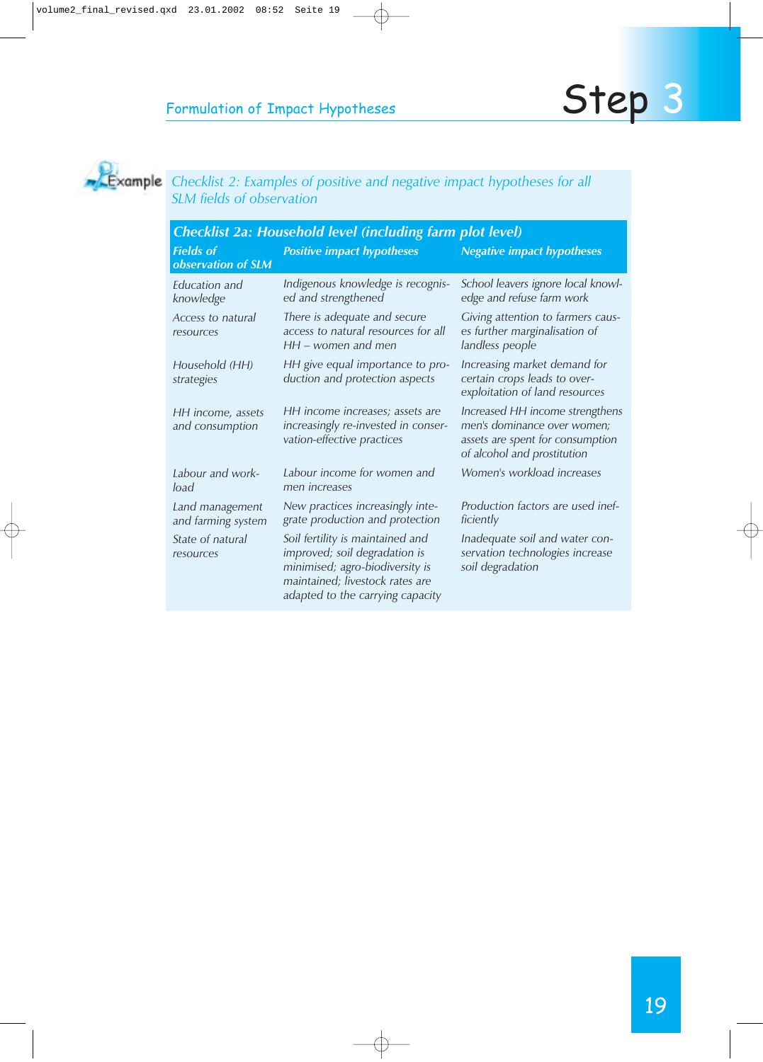## Formulation of Impact Hypotheses

# Step 3

Example

*Checklist 2: Examples of positive and negative impact hypotheses for all SLM fields of observation*

| **Checklist 2a: Household level (including farm plot level)** | | |
|---|---|---|
| ***Fields of observation of SLM*** | ***Positive impact hypotheses*** | ***Negative impact hypotheses*** |
| *Education and knowledge* | *Indigenous knowledge is recognised and strengthened* | *School leavers ignore local knowledge and refuse farm work* |
| *Access to natural resources* | *There is adequate and secure access to natural resources for all HH – women and men* | *Giving attention to farmers causes further marginalisation of landless people* |
| *Household (HH) strategies* | *HH give equal importance to production and protection aspects* | *Increasing market demand for certain crops leads to over-exploitation of land resources* |
| *HH income, assets and consumption* | *HH income increases; assets are increasingly re-invested in conservation-effective practices* | *Increased HH income strengthens men's dominance over women; assets are spent for consumption of alcohol and prostitution* |
| *Labour and workload* | *Labour income for women and men increases* | *Women's workload increases* |
| *Land management and farming system* | *New practices increasingly integrate production and protection* | *Production factors are used inefficiently* |
| *State of natural resources* | *Soil fertility is maintained and improved; soil degradation is minimised; agro-biodiversity is maintained; livestock rates are adapted to the carrying capacity* | *Inadequate soil and water conservation technologies increase soil degradation* |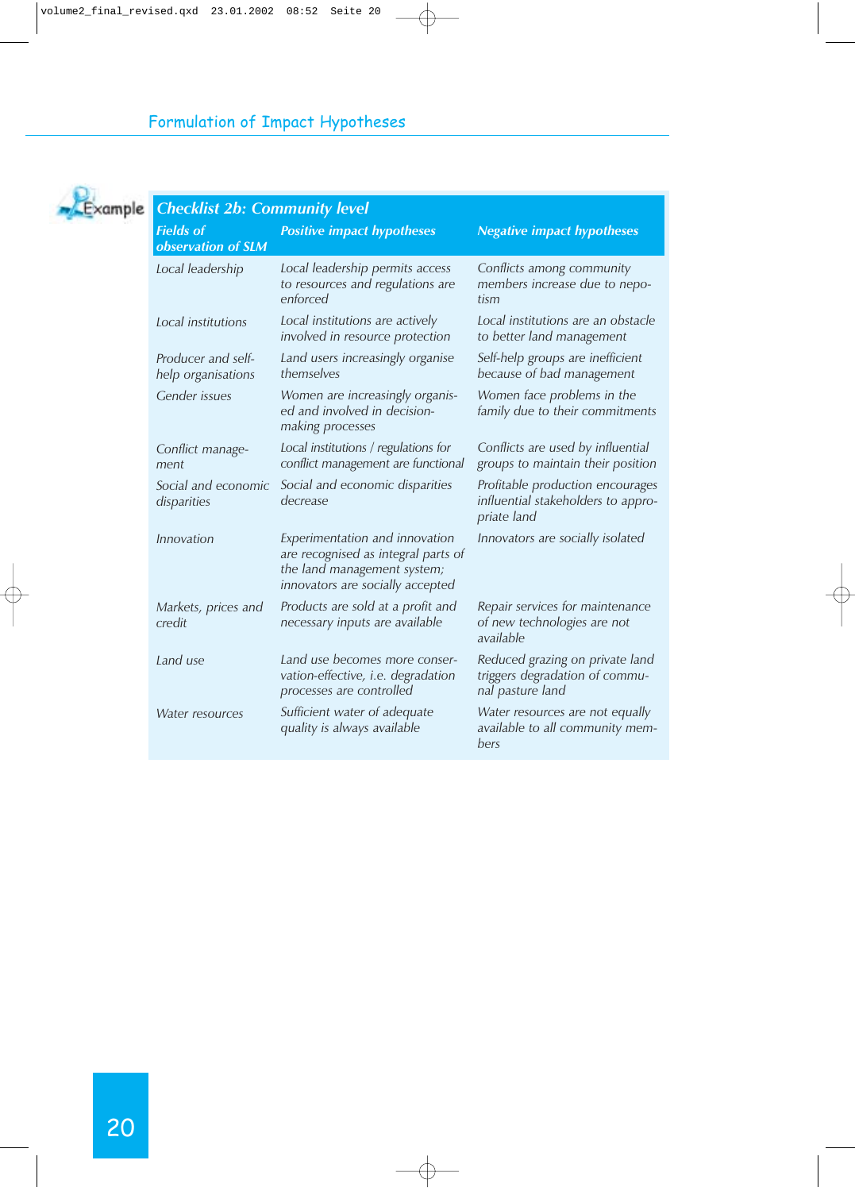Example

## Checklist 2b: Community level

| Fields of observation of SLM | Positive impact hypotheses | Negative impact hypotheses |
|---|---|---|
| Local leadership | Local leadership permits access to resources and regulations are enforced | Conflicts among community members increase due to nepotism |
| Local institutions | Local institutions are actively involved in resource protection | Local institutions are an obstacle to better land management |
| Producer and self-help organisations | Land users increasingly organise themselves | Self-help groups are inefficient because of bad management |
| Gender issues | Women are increasingly organised and involved in decision-making processes | Women face problems in the family due to their commitments |
| Conflict management | Local institutions / regulations for conflict management are functional | Conflicts are used by influential groups to maintain their position |
| Social and economic disparities | Social and economic disparities decrease | Profitable production encourages influential stakeholders to appropriate land |
| Innovation | Experimentation and innovation are recognised as integral parts of the land management system; innovators are socially accepted | Innovators are socially isolated |
| Markets, prices and credit | Products are sold at a profit and necessary inputs are available | Repair services for maintenance of new technologies are not available |
| Land use | Land use becomes more conservation-effective, i.e. degradation processes are controlled | Reduced grazing on private land triggers degradation of communal pasture land |
| Water resources | Sufficient water of adequate quality is always available | Water resources are not equally available to all community members |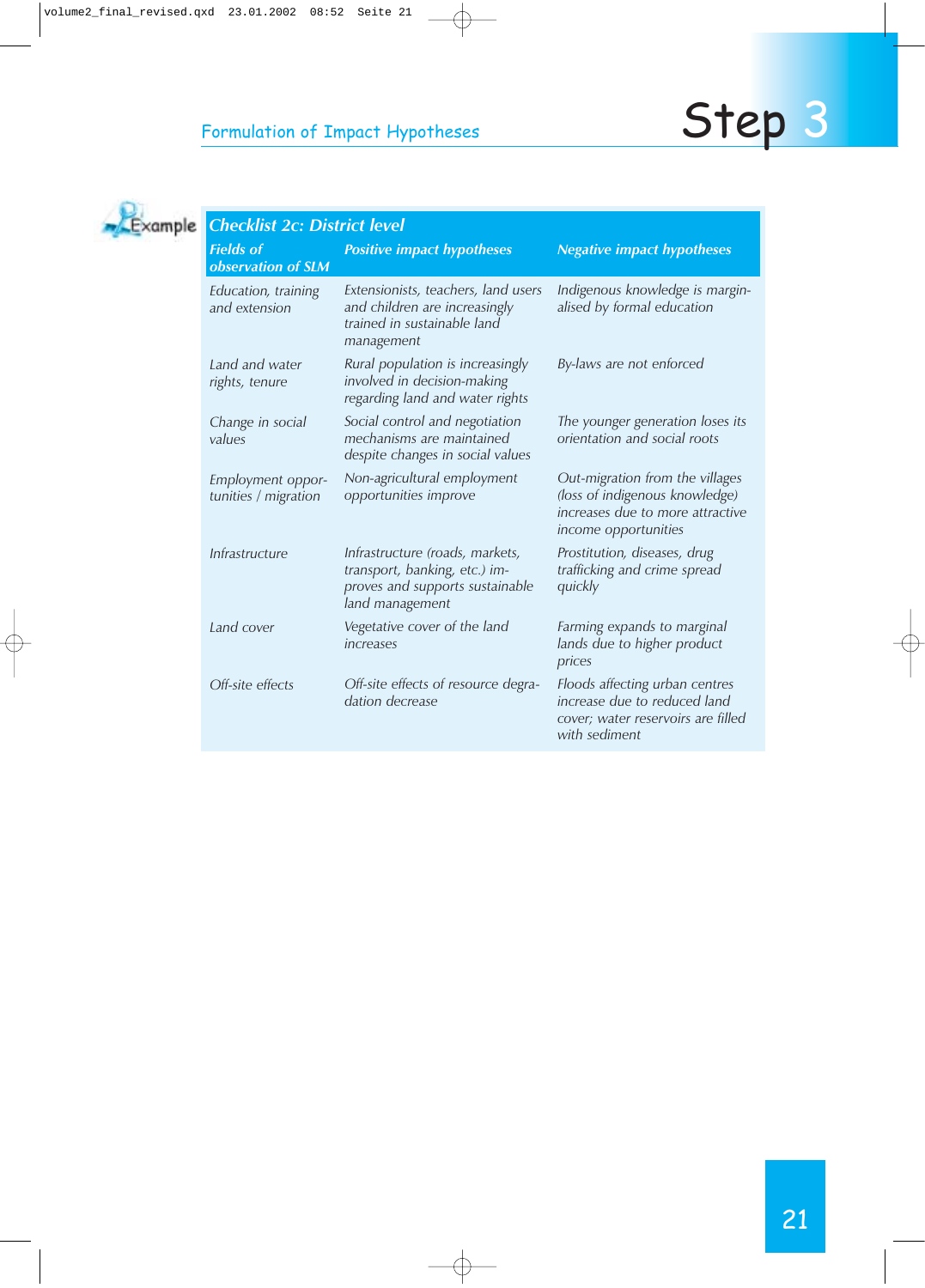## Formulation of Impact Hypotheses

# Step 3

Example

| *Checklist 2c: District level* | | |
|---|---|---|
| ***Fields of observation of SLM*** | ***Positive impact hypotheses*** | ***Negative impact hypotheses*** |
| *Education, training and extension* | *Extensionists, teachers, land users and children are increasingly trained in sustainable land management* | *Indigenous knowledge is marginalised by formal education* |
| *Land and water rights, tenure* | *Rural population is increasingly involved in decision-making regarding land and water rights* | *By-laws are not enforced* |
| *Change in social values* | *Social control and negotiation mechanisms are maintained despite changes in social values* | *The younger generation loses its orientation and social roots* |
| *Employment opportunities / migration* | *Non-agricultural employment opportunities improve* | *Out-migration from the villages (loss of indigenous knowledge) increases due to more attractive income opportunities* |
| *Infrastructure* | *Infrastructure (roads, markets, transport, banking, etc.) improves and supports sustainable land management* | *Prostitution, diseases, drug trafficking and crime spread quickly* |
| *Land cover* | *Vegetative cover of the land increases* | *Farming expands to marginal lands due to higher product prices* |
| *Off-site effects* | *Off-site effects of resource degradation decrease* | *Floods affecting urban centres increase due to reduced land cover; water reservoirs are filled with sediment* |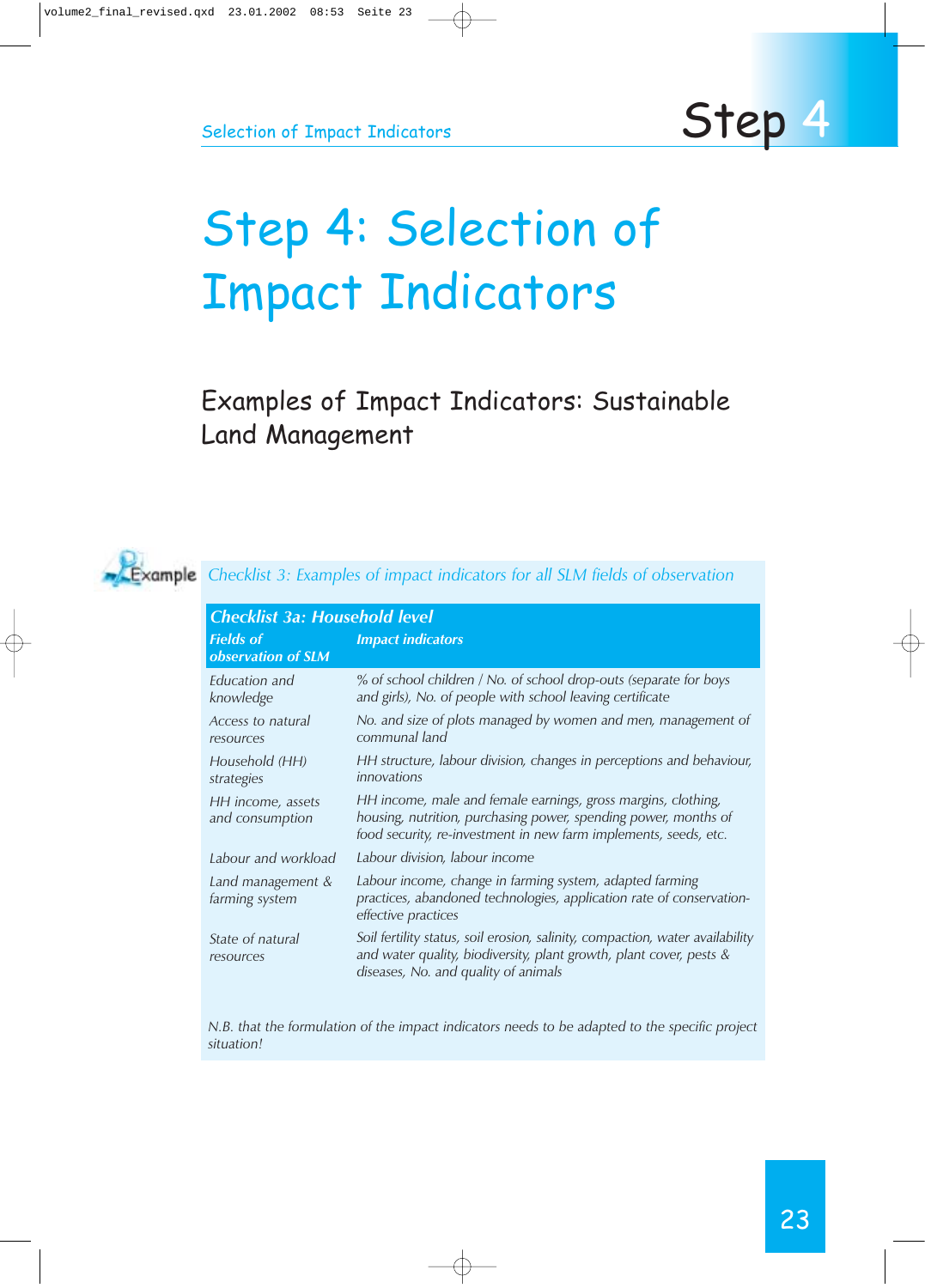# Step 4: Selection of Impact Indicators

## Examples of Impact Indicators: Sustainable Land Management

Example

*Checklist 3: Examples of impact indicators for all SLM fields of observation*

| ***Checklist 3a: Household level*** | |
|---|---|
| ***Fields of observation of SLM*** | ***Impact indicators*** |
| *Education and knowledge* | *% of school children / No. of school drop-outs (separate for boys and girls), No. of people with school leaving certificate* |
| *Access to natural resources* | *No. and size of plots managed by women and men, management of communal land* |
| *Household (HH) strategies* | *HH structure, labour division, changes in perceptions and behaviour, innovations* |
| *HH income, assets and consumption* | *HH income, male and female earnings, gross margins, clothing, housing, nutrition, purchasing power, spending power, months of food security, re-investment in new farm implements, seeds, etc.* |
| *Labour and workload* | *Labour division, labour income* |
| *Land management & farming system* | *Labour income, change in farming system, adapted farming practices, abandoned technologies, application rate of conservation-effective practices* |
| *State of natural resources* | *Soil fertility status, soil erosion, salinity, compaction, water availability and water quality, biodiversity, plant growth, plant cover, pests & diseases, No. and quality of animals* |

*N.B. that the formulation of the impact indicators needs to be adapted to the specific project situation!*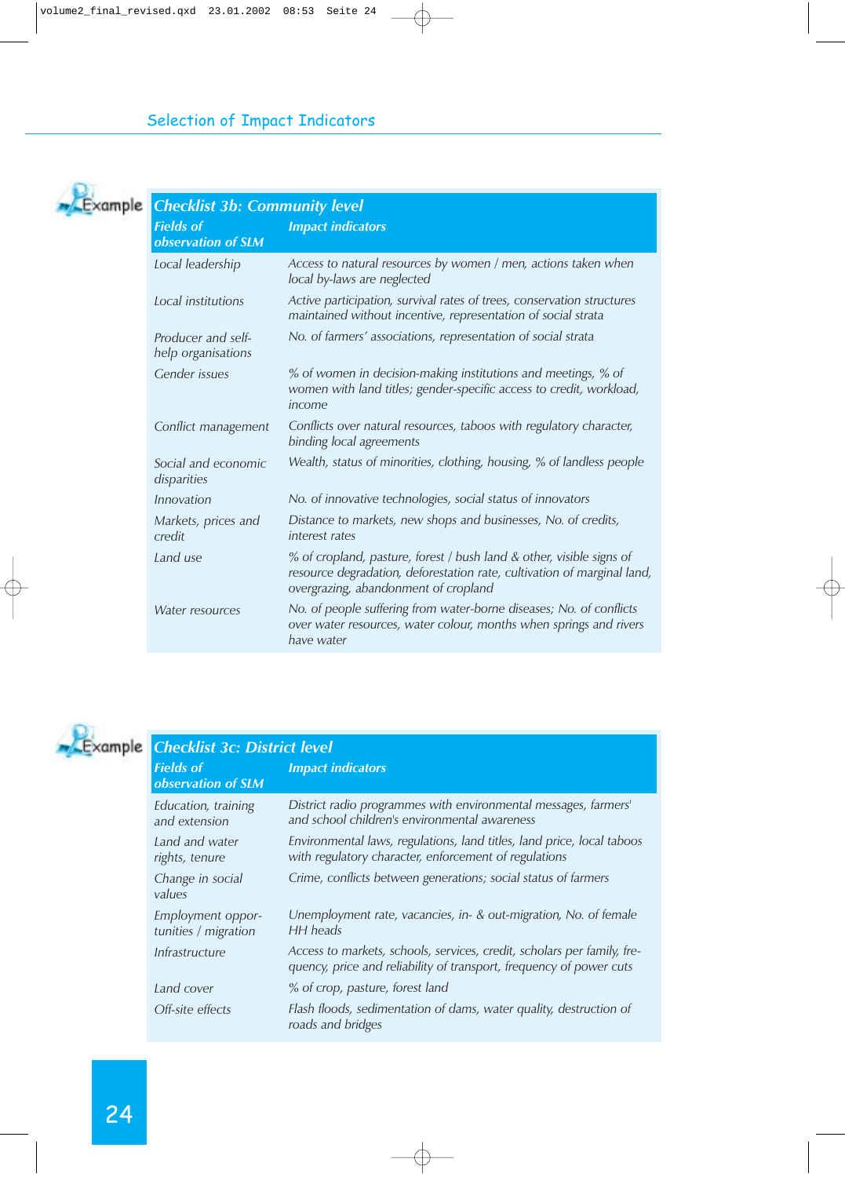## Selection of Impact Indicators

Example

| ***Checklist 3b: Community level*** | |
|---|---|
| ***Fields of observation of SLM*** | ***Impact indicators*** |
| *Local leadership* | *Access to natural resources by women / men, actions taken when local by-laws are neglected* |
| *Local institutions* | *Active participation, survival rates of trees, conservation structures maintained without incentive, representation of social strata* |
| *Producer and self-help organisations* | *No. of farmers' associations, representation of social strata* |
| *Gender issues* | *% of women in decision-making institutions and meetings, % of women with land titles; gender-specific access to credit, workload, income* |
| *Conflict management* | *Conflicts over natural resources, taboos with regulatory character, binding local agreements* |
| *Social and economic disparities* | *Wealth, status of minorities, clothing, housing, % of landless people* |
| *Innovation* | *No. of innovative technologies, social status of innovators* |
| *Markets, prices and credit* | *Distance to markets, new shops and businesses, No. of credits, interest rates* |
| *Land use* | *% of cropland, pasture, forest / bush land & other, visible signs of resource degradation, deforestation rate, cultivation of marginal land, overgrazing, abandonment of cropland* |
| *Water resources* | *No. of people suffering from water-borne diseases; No. of conflicts over water resources, water colour, months when springs and rivers have water* |

Example

| ***Checklist 3c: District level*** | |
|---|---|
| ***Fields of observation of SLM*** | ***Impact indicators*** |
| *Education, training and extension* | *District radio programmes with environmental messages, farmers' and school children's environmental awareness* |
| *Land and water rights, tenure* | *Environmental laws, regulations, land titles, land price, local taboos with regulatory character, enforcement of regulations* |
| *Change in social values* | *Crime, conflicts between generations; social status of farmers* |
| *Employment opportunities / migration* | *Unemployment rate, vacancies, in- & out-migration, No. of female HH heads* |
| *Infrastructure* | *Access to markets, schools, services, credit, scholars per family, frequency, price and reliability of transport, frequency of power cuts* |
| *Land cover* | *% of crop, pasture, forest land* |
| *Off-site effects* | *Flash floods, sedimentation of dams, water quality, destruction of roads and bridges* |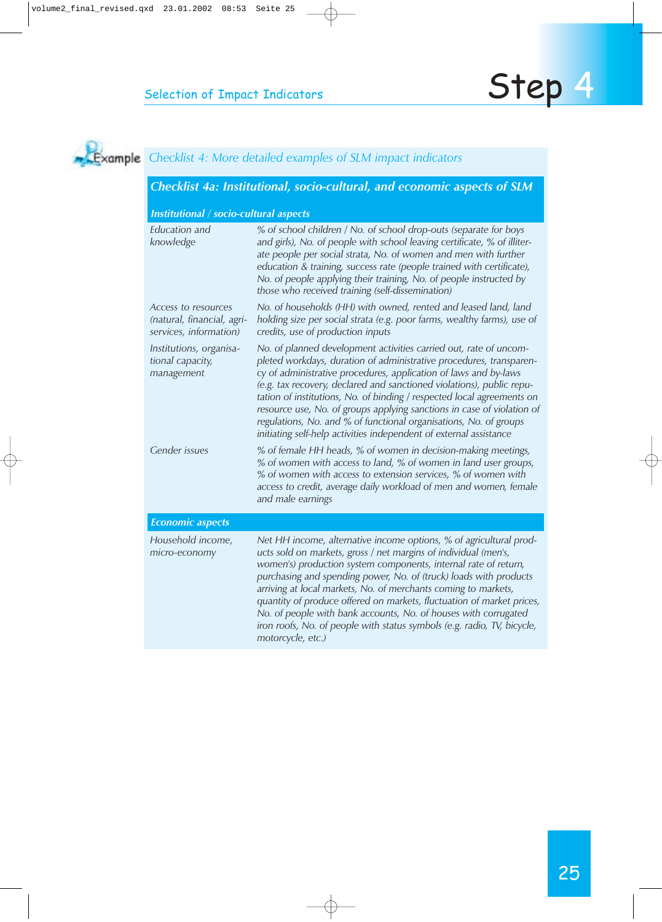Example

*Checklist 4: More detailed examples of SLM impact indicators*

## *Checklist 4a: Institutional, socio-cultural, and economic aspects of SLM*

| *Institutional / socio-cultural aspects* | |
|---|---|
| *Education and knowledge* | *% of school children / No. of school drop-outs (separate for boys and girls), No. of people with school leaving certificate, % of illiterate people per social strata, No. of women and men with further education & training, success rate (people trained with certificate), No. of people applying their training, No. of people instructed by those who received training (self-dissemination)* |
| *Access to resources (natural, financial, agri-services, information)* | *No. of households (HH) with owned, rented and leased land, land holding size per social strata (e.g. poor farms, wealthy farms), use of credits, use of production inputs* |
| *Institutions, organisational capacity, management* | *No. of planned development activities carried out, rate of uncompleted workdays, duration of administrative procedures, transparency of administrative procedures, application of laws and by-laws (e.g. tax recovery, declared and sanctioned violations), public reputation of institutions, No. of binding / respected local agreements on resource use, No. of groups applying sanctions in case of violation of regulations, No. and % of functional organisations, No. of groups initiating self-help activities independent of external assistance* |
| *Gender issues* | *% of female HH heads, % of women in decision-making meetings, % of women with access to land, % of women in land user groups, % of women with access to extension services, % of women with access to credit, average daily workload of men and women, female and male earnings* |
| ***Economic aspects*** | |
| *Household income, micro-economy* | *Net HH income, alternative income options, % of agricultural products sold on markets, gross / net margins of individual (men's, women's) production system components, internal rate of return, purchasing and spending power, No. of (truck) loads with products arriving at local markets, No. of merchants coming to markets, quantity of produce offered on markets, fluctuation of market prices, No. of people with bank accounts, No. of houses with corrugated iron roofs, No. of people with status symbols (e.g. radio, TV, bicycle, motorcycle, etc.)* |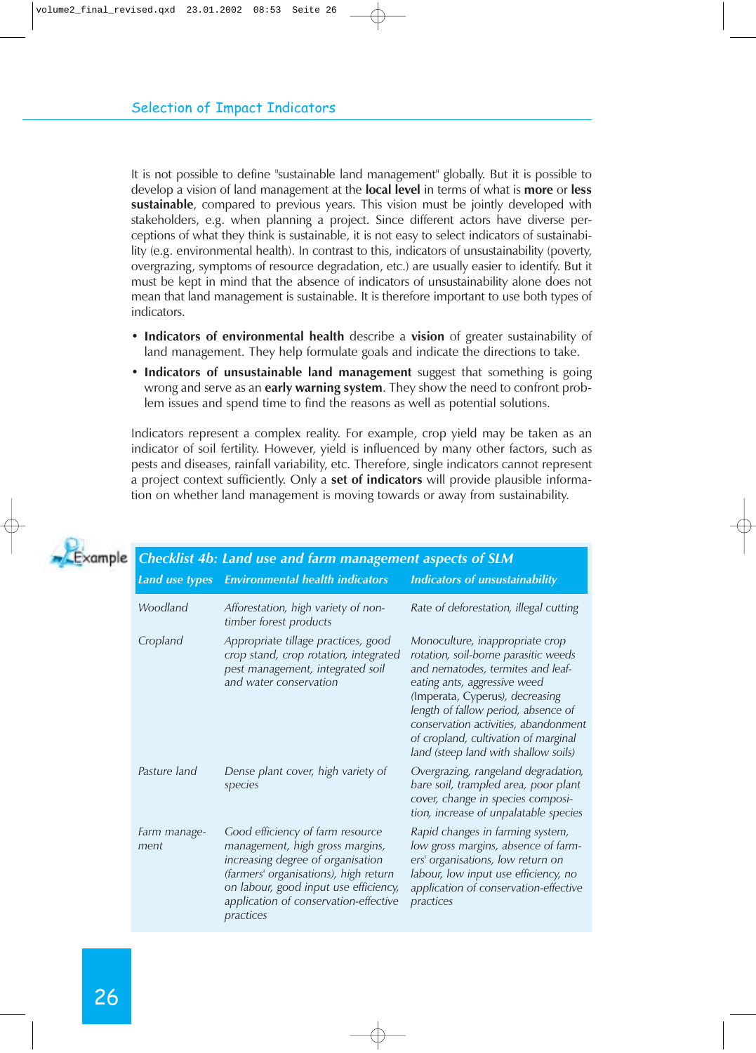## Selection of Impact Indicators

It is not possible to define "sustainable land management" globally. But it is possible to develop a vision of land management at the **local level** in terms of what is **more** or **less sustainable**, compared to previous years. This vision must be jointly developed with stakeholders, e.g. when planning a project. Since different actors have diverse perceptions of what they think is sustainable, it is not easy to select indicators of sustainability (e.g. environmental health). In contrast to this, indicators of unsustainability (poverty, overgrazing, symptoms of resource degradation, etc.) are usually easier to identify. But it must be kept in mind that the absence of indicators of unsustainability alone does not mean that land management is sustainable. It is therefore important to use both types of indicators.

- **Indicators of environmental health** describe a **vision** of greater sustainability of land management. They help formulate goals and indicate the directions to take.
- **Indicators of unsustainable land management** suggest that something is going wrong and serve as an **early warning system**. They show the need to confront problem issues and spend time to find the reasons as well as potential solutions.

Indicators represent a complex reality. For example, crop yield may be taken as an indicator of soil fertility. However, yield is influenced by many other factors, such as pests and diseases, rainfall variability, etc. Therefore, single indicators cannot represent a project context sufficiently. Only a **set of indicators** will provide plausible information on whether land management is moving towards or away from sustainability.

Example

***Checklist 4b: Land use and farm management aspects of SLM***

| *Land use types* | *Environmental health indicators* | *Indicators of unsustainability* |
|---|---|---|
| *Woodland* | *Afforestation, high variety of non-timber forest products* | *Rate of deforestation, illegal cutting* |
| *Cropland* | *Appropriate tillage practices, good crop stand, crop rotation, integrated pest management, integrated soil and water conservation* | *Monoculture, inappropriate crop rotation, soil-borne parasitic weeds and nematodes, termites and leaf-eating ants, aggressive weed (Imperata, Cyperus), decreasing length of fallow period, absence of conservation activities, abandonment of cropland, cultivation of marginal land (steep land with shallow soils)* |
| *Pasture land* | *Dense plant cover, high variety of species* | *Overgrazing, rangeland degradation, bare soil, trampled area, poor plant cover, change in species composition, increase of unpalatable species* |
| *Farm management* | *Good efficiency of farm resource management, high gross margins, increasing degree of organisation (farmers' organisations), high return on labour, good input use efficiency, application of conservation-effective practices* | *Rapid changes in farming system, low gross margins, absence of farmers' organisations, low return on labour, low input use efficiency, no application of conservation-effective practices* |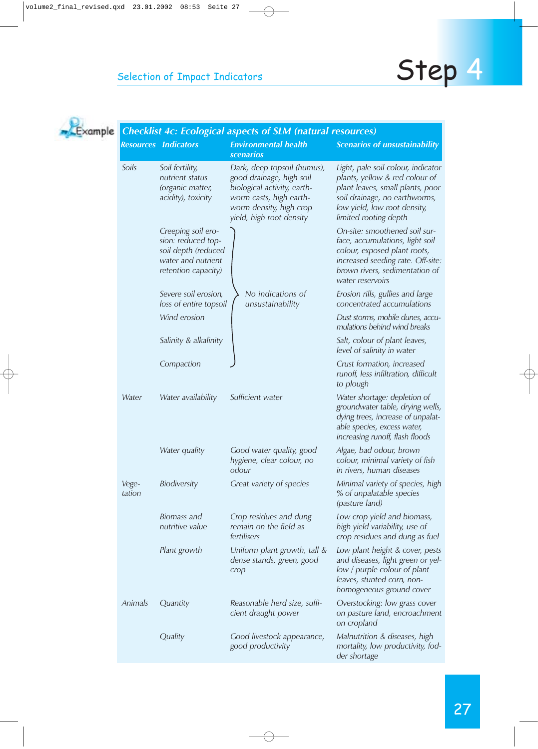## Selection of Impact Indicators

# Step 4

Example

**Checklist 4c: Ecological aspects of SLM (natural resources)**

| Resources | Indicators | Environmental health scenarios | Scenarios of unsustainability |
|---|---|---|---|
| Soils | Soil fertility, nutrient status (organic matter, acidity), toxicity | Dark, deep topsoil (humus), good drainage, high soil biological activity, earth-worm casts, high earth-worm density, high crop yield, high root density | Light, pale soil colour, indicator plants, yellow & red colour of plant leaves, small plants, poor soil drainage, no earthworms, low yield, low root density, limited rooting depth |
| | Creeping soil erosion: reduced top-soil depth (reduced water and nutrient retention capacity) | No indications of unsustainability | On-site: smoothened soil surface, accumulations, light soil colour, exposed plant roots, increased seeding rate. Off-site: brown rivers, sedimentation of water reservoirs |
| | Severe soil erosion, loss of entire topsoil | No indications of unsustainability | Erosion rills, gullies and large concentrated accumulations |
| | Wind erosion | No indications of unsustainability | Dust storms, mobile dunes, accumulations behind wind breaks |
| | Salinity & alkalinity | No indications of unsustainability | Salt, colour of plant leaves, level of salinity in water |
| | Compaction | No indications of unsustainability | Crust formation, increased runoff, less infiltration, difficult to plough |
| Water | Water availability | Sufficient water | Water shortage: depletion of groundwater table, drying wells, dying trees, increase of unpalatable species, excess water, increasing runoff, flash floods |
| | Water quality | Good water quality, good hygiene, clear colour, no odour | Algae, bad odour, brown colour, minimal variety of fish in rivers, human diseases |
| Vegetation | Biodiversity | Great variety of species | Minimal variety of species, high % of unpalatable species (pasture land) |
| | Biomass and nutritive value | Crop residues and dung remain on the field as fertilisers | Low crop yield and biomass, high yield variability, use of crop residues and dung as fuel |
| | Plant growth | Uniform plant growth, tall & dense stands, green, good crop | Low plant height & cover, pests and diseases, light green or yellow / purple colour of plant leaves, stunted corn, non-homogeneous ground cover |
| Animals | Quantity | Reasonable herd size, sufficient draught power | Overstocking: low grass cover on pasture land, encroachment on cropland |
| | Quality | Good livestock appearance, good productivity | Malnutrition & diseases, high mortality, low productivity, fodder shortage |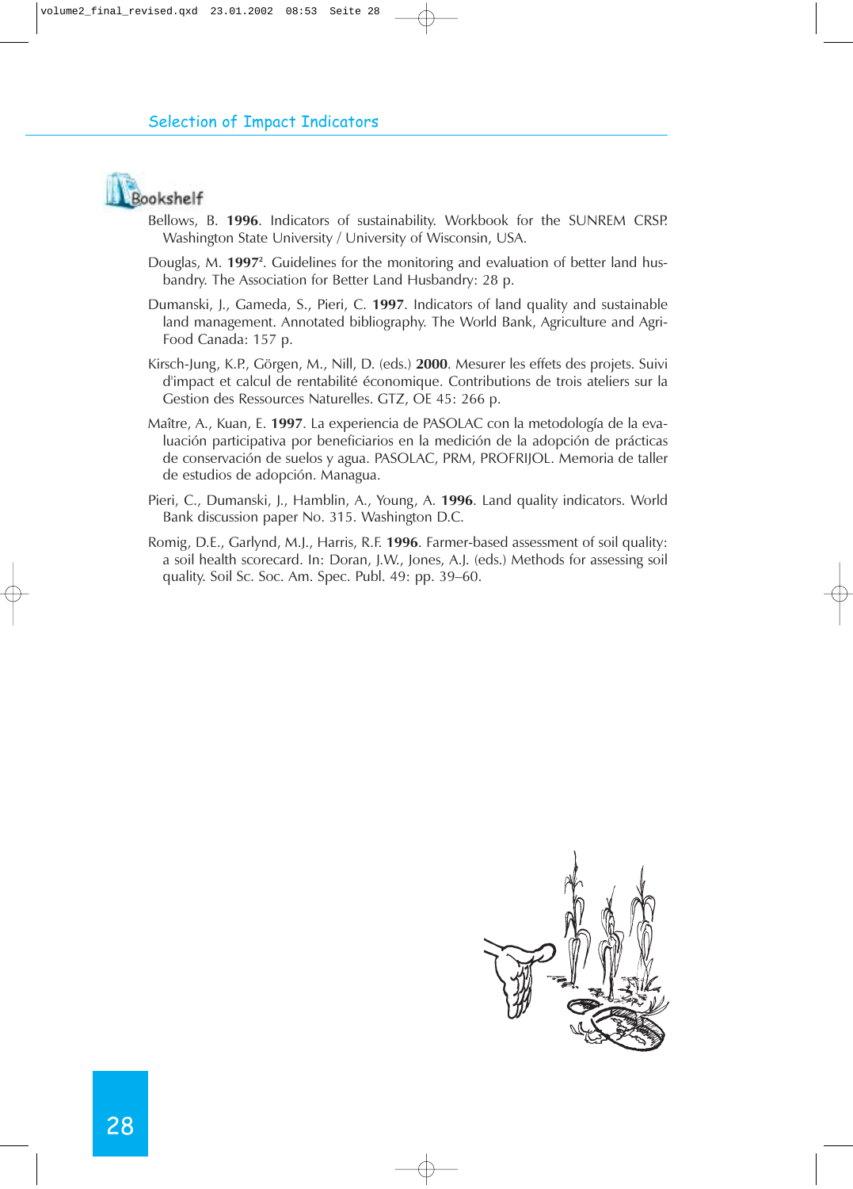## Bookshelf

Bellows, B. **1996**. Indicators of sustainability. Workbook for the SUNREM CRSP. Washington State University / University of Wisconsin, USA.

Douglas, M. **1997**[2]. Guidelines for the monitoring and evaluation of better land husbandry. The Association for Better Land Husbandry: 28 p.

Dumanski, J., Gameda, S., Pieri, C. **1997**. Indicators of land quality and sustainable land management. Annotated bibliography. The World Bank, Agriculture and Agri-Food Canada: 157 p.

Kirsch-Jung, K.P., Görgen, M., Nill, D. (eds.) **2000**. Mesurer les effets des projets. Suivi d'impact et calcul de rentabilité économique. Contributions de trois ateliers sur la Gestion des Ressources Naturelles. GTZ, OE 45: 266 p.

Maître, A., Kuan, E. **1997**. La experiencia de PASOLAC con la metodología de la evaluación participativa por beneficiarios en la medición de la adopción de prácticas de conservación de suelos y agua. PASOLAC, PRM, PROFRIJOL. Memoria de taller de estudios de adopción. Managua.

Pieri, C., Dumanski, J., Hamblin, A., Young, A. **1996**. Land quality indicators. World Bank discussion paper No. 315. Washington D.C.

Romig, D.E., Garlynd, M.J., Harris, R.F. **1996**. Farmer-based assessment of soil quality: a soil health scorecard. In: Doran, J.W., Jones, A.J. (eds.) Methods for assessing soil quality. Soil Sc. Soc. Am. Spec. Publ. 49: pp. 39–60.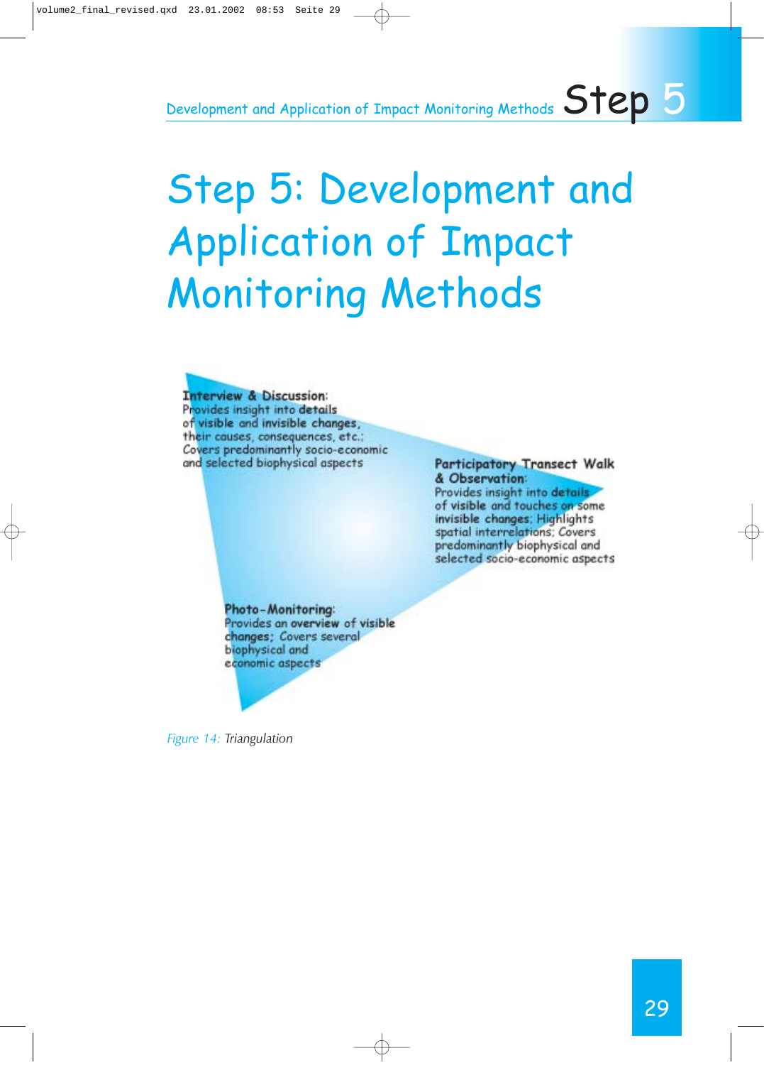# Step 5: Development and Application of Impact Monitoring Methods

**Interview & Discussion:**
Provides insight into details of visible and invisible changes, their causes, consequences, etc.; Covers predominantly socio-economic and selected biophysical aspects

**Participatory Transect Walk & Observation:**
Provides insight into details of visible and touches on some invisible changes; Highlights spatial interrelations; Covers predominantly biophysical and selected socio-economic aspects

**Photo-Monitoring:**
Provides an overview of visible changes; Covers several biophysical and economic aspects

*Figure 14: Triangulation*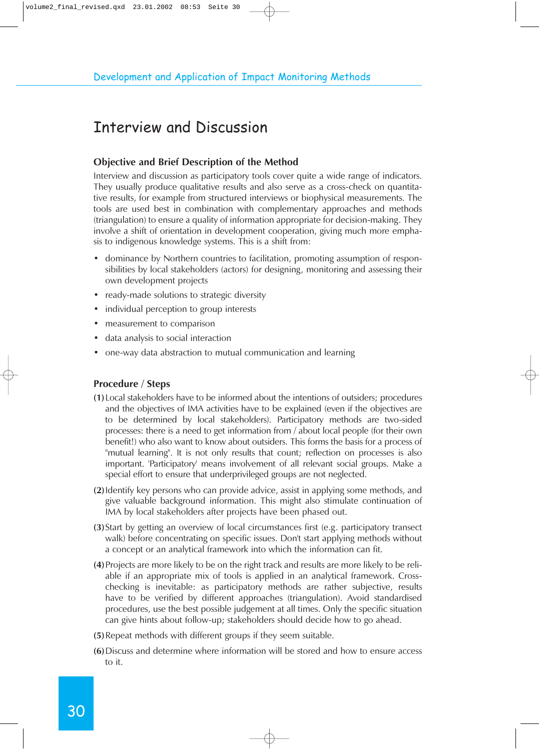# Interview and Discussion

### Objective and Brief Description of the Method

Interview and discussion as participatory tools cover quite a wide range of indicators. They usually produce qualitative results and also serve as a cross-check on quantitative results, for example from structured interviews or biophysical measurements. The tools are used best in combination with complementary approaches and methods (triangulation) to ensure a quality of information appropriate for decision-making. They involve a shift of orientation in development cooperation, giving much more emphasis to indigenous knowledge systems. This is a shift from:

- dominance by Northern countries to facilitation, promoting assumption of responsibilities by local stakeholders (actors) for designing, monitoring and assessing their own development projects
- ready-made solutions to strategic diversity
- individual perception to group interests
- measurement to comparison
- data analysis to social interaction
- one-way data abstraction to mutual communication and learning

### Procedure / Steps

**(1)** Local stakeholders have to be informed about the intentions of outsiders; procedures and the objectives of IMA activities have to be explained (even if the objectives are to be determined by local stakeholders). Participatory methods are two-sided processes: there is a need to get information from / about local people (for their own benefit!) who also want to know about outsiders. This forms the basis for a process of "mutual learning". It is not only results that count; reflection on processes is also important. 'Participatory' means involvement of all relevant social groups. Make a special effort to ensure that underprivileged groups are not neglected.

**(2)** Identify key persons who can provide advice, assist in applying some methods, and give valuable background information. This might also stimulate continuation of IMA by local stakeholders after projects have been phased out.

**(3)** Start by getting an overview of local circumstances first (e.g. participatory transect walk) before concentrating on specific issues. Don't start applying methods without a concept or an analytical framework into which the information can fit.

**(4)** Projects are more likely to be on the right track and results are more likely to be reliable if an appropriate mix of tools is applied in an analytical framework. Cross-checking is inevitable: as participatory methods are rather subjective, results have to be verified by different approaches (triangulation). Avoid standardised procedures, use the best possible judgement at all times. Only the specific situation can give hints about follow-up; stakeholders should decide how to go ahead.

**(5)** Repeat methods with different groups if they seem suitable.

**(6)** Discuss and determine where information will be stored and how to ensure access to it.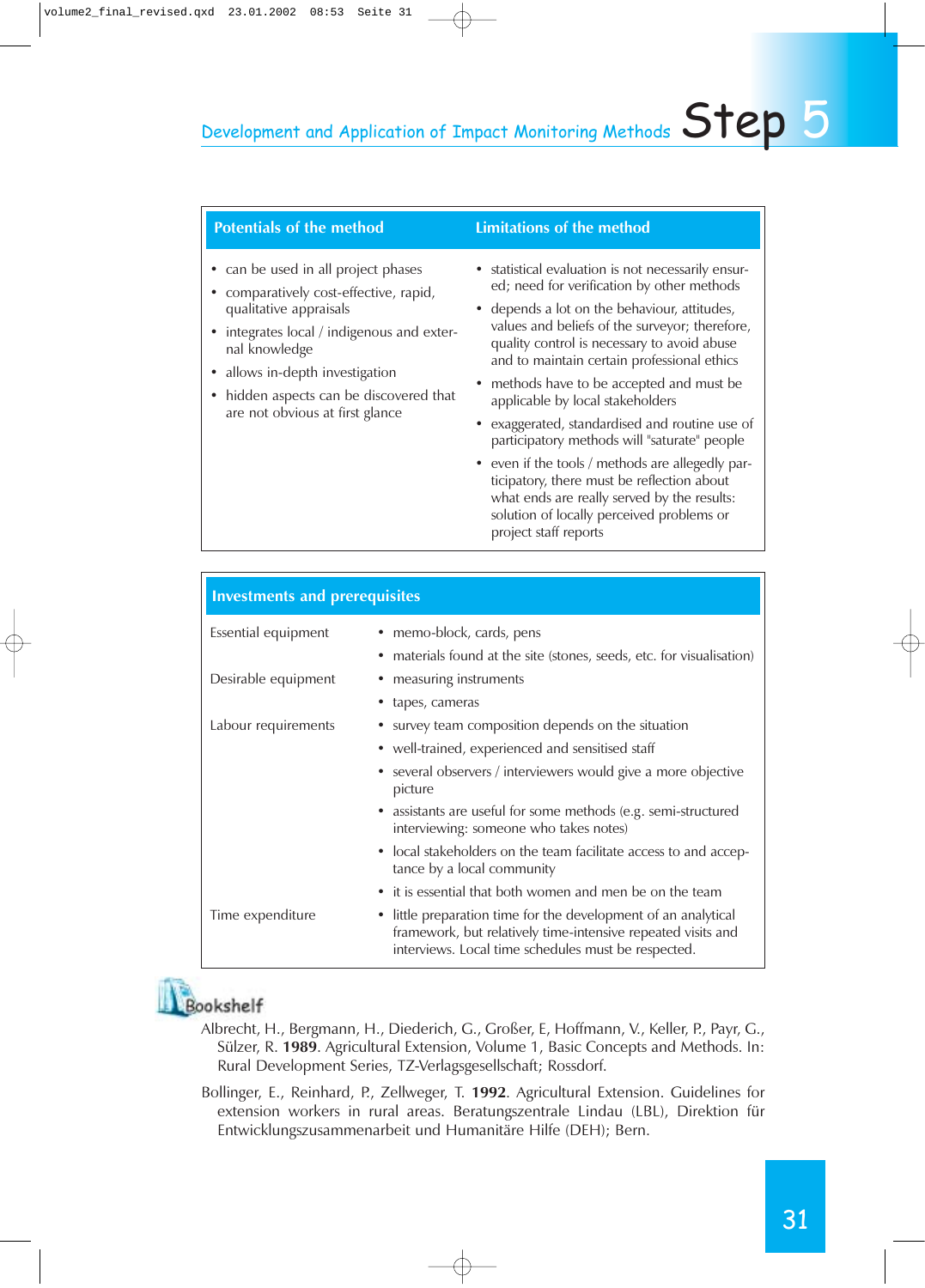| Potentials of the method | Limitations of the method |
|---|---|
| • can be used in all project phases<br>• comparatively cost-effective, rapid, qualitative appraisals<br>• integrates local / indigenous and external knowledge<br>• allows in-depth investigation<br>• hidden aspects can be discovered that are not obvious at first glance | • statistical evaluation is not necessarily ensured; need for verification by other methods<br>• depends a lot on the behaviour, attitudes, values and beliefs of the surveyor; therefore, quality control is necessary to avoid abuse and to maintain certain professional ethics<br>• methods have to be accepted and must be applicable by local stakeholders<br>• exaggerated, standardised and routine use of participatory methods will "saturate" people<br>• even if the tools / methods are allegedly participatory, there must be reflection about what ends are really served by the results: solution of locally perceived problems or project staff reports |

| Investments and prerequisites | |
|---|---|
| Essential equipment | • memo-block, cards, pens<br>• materials found at the site (stones, seeds, etc. for visualisation) |
| Desirable equipment | • measuring instruments<br>• tapes, cameras |
| Labour requirements | • survey team composition depends on the situation<br>• well-trained, experienced and sensitised staff<br>• several observers / interviewers would give a more objective picture<br>• assistants are useful for some methods (e.g. semi-structured interviewing: someone who takes notes)<br>• local stakeholders on the team facilitate access to and acceptance by a local community<br>• it is essential that both women and men be on the team |
| Time expenditure | • little preparation time for the development of an analytical framework, but relatively time-intensive repeated visits and interviews. Local time schedules must be respected. |

## Bookshelf

Albrecht, H., Bergmann, H., Diederich, G., Großer, E, Hoffmann, V., Keller, P., Payr, G., Sülzer, R. **1989**. Agricultural Extension, Volume 1, Basic Concepts and Methods. In: Rural Development Series, TZ-Verlagsgesellschaft; Rossdorf.

Bollinger, E., Reinhard, P., Zellweger, T. **1992**. Agricultural Extension. Guidelines for extension workers in rural areas. Beratungszentrale Lindau (LBL), Direktion für Entwicklungszusammenarbeit und Humanitäre Hilfe (DEH); Bern.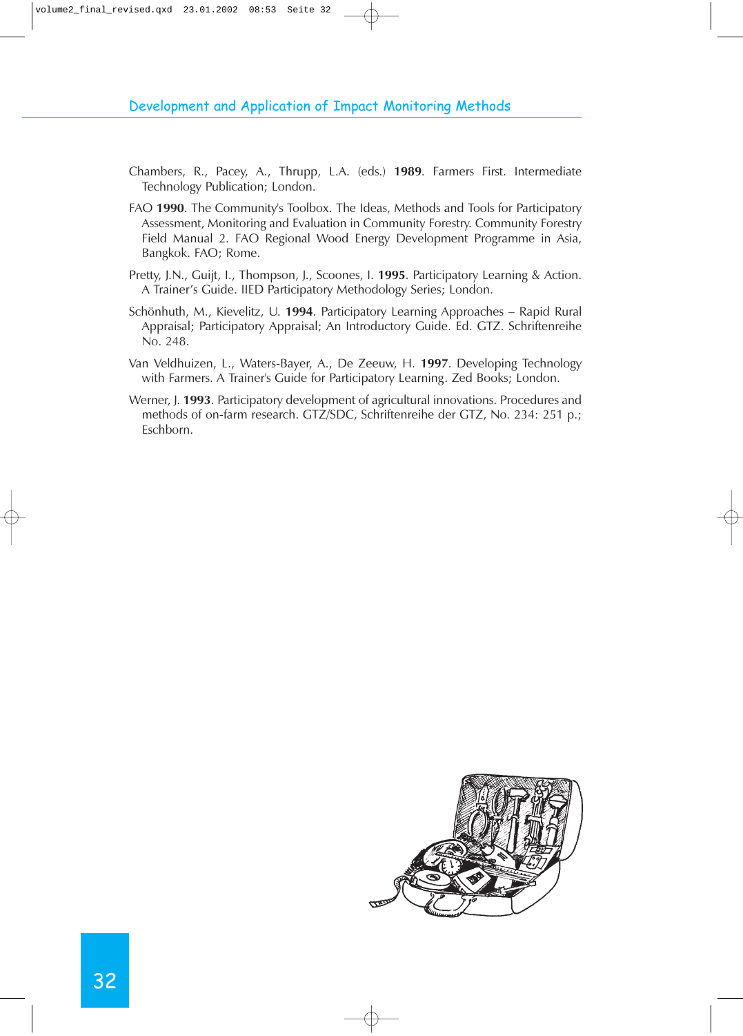Chambers, R., Pacey, A., Thrupp, L.A. (eds.) **1989**. Farmers First. Intermediate Technology Publication; London.

FAO **1990**. The Community's Toolbox. The Ideas, Methods and Tools for Participatory Assessment, Monitoring and Evaluation in Community Forestry. Community Forestry Field Manual 2. FAO Regional Wood Energy Development Programme in Asia, Bangkok. FAO; Rome.

Pretty, J.N., Guijt, I., Thompson, J., Scoones, I. **1995**. Participatory Learning & Action. A Trainer's Guide. IIED Participatory Methodology Series; London.

Schönhuth, M., Kievelitz, U. **1994**. Participatory Learning Approaches – Rapid Rural Appraisal; Participatory Appraisal; An Introductory Guide. Ed. GTZ. Schriftenreihe No. 248.

Van Veldhuizen, L., Waters-Bayer, A., De Zeeuw, H. **1997**. Developing Technology with Farmers. A Trainer's Guide for Participatory Learning. Zed Books; London.

Werner, J. **1993**. Participatory development of agricultural innovations. Procedures and methods of on-farm research. GTZ/SDC, Schriftenreihe der GTZ, No. 234: 251 p.; Eschborn.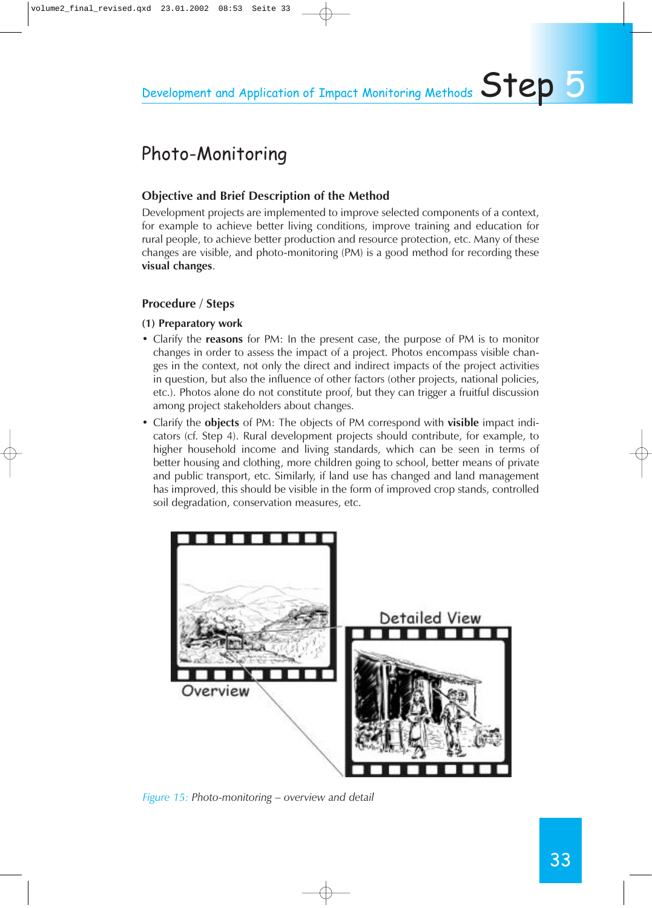# Photo-Monitoring

## Objective and Brief Description of the Method

Development projects are implemented to improve selected components of a context, for example to achieve better living conditions, improve training and education for rural people, to achieve better production and resource protection, etc. Many of these changes are visible, and photo-monitoring (PM) is a good method for recording these **visual changes**.

## Procedure / Steps

### (1) Preparatory work

- Clarify the **reasons** for PM: In the present case, the purpose of PM is to monitor changes in order to assess the impact of a project. Photos encompass visible changes in the context, not only the direct and indirect impacts of the project activities in question, but also the influence of other factors (other projects, national policies, etc.). Photos alone do not constitute proof, but they can trigger a fruitful discussion among project stakeholders about changes.
- Clarify the **objects** of PM: The objects of PM correspond with **visible** impact indicators (cf. Step 4). Rural development projects should contribute, for example, to higher household income and living standards, which can be seen in terms of better housing and clothing, more children going to school, better means of private and public transport, etc. Similarly, if land use has changed and land management has improved, this should be visible in the form of improved crop stands, controlled soil degradation, conservation measures, etc.

Overview

Detailed View

*Figure 15: Photo-monitoring – overview and detail*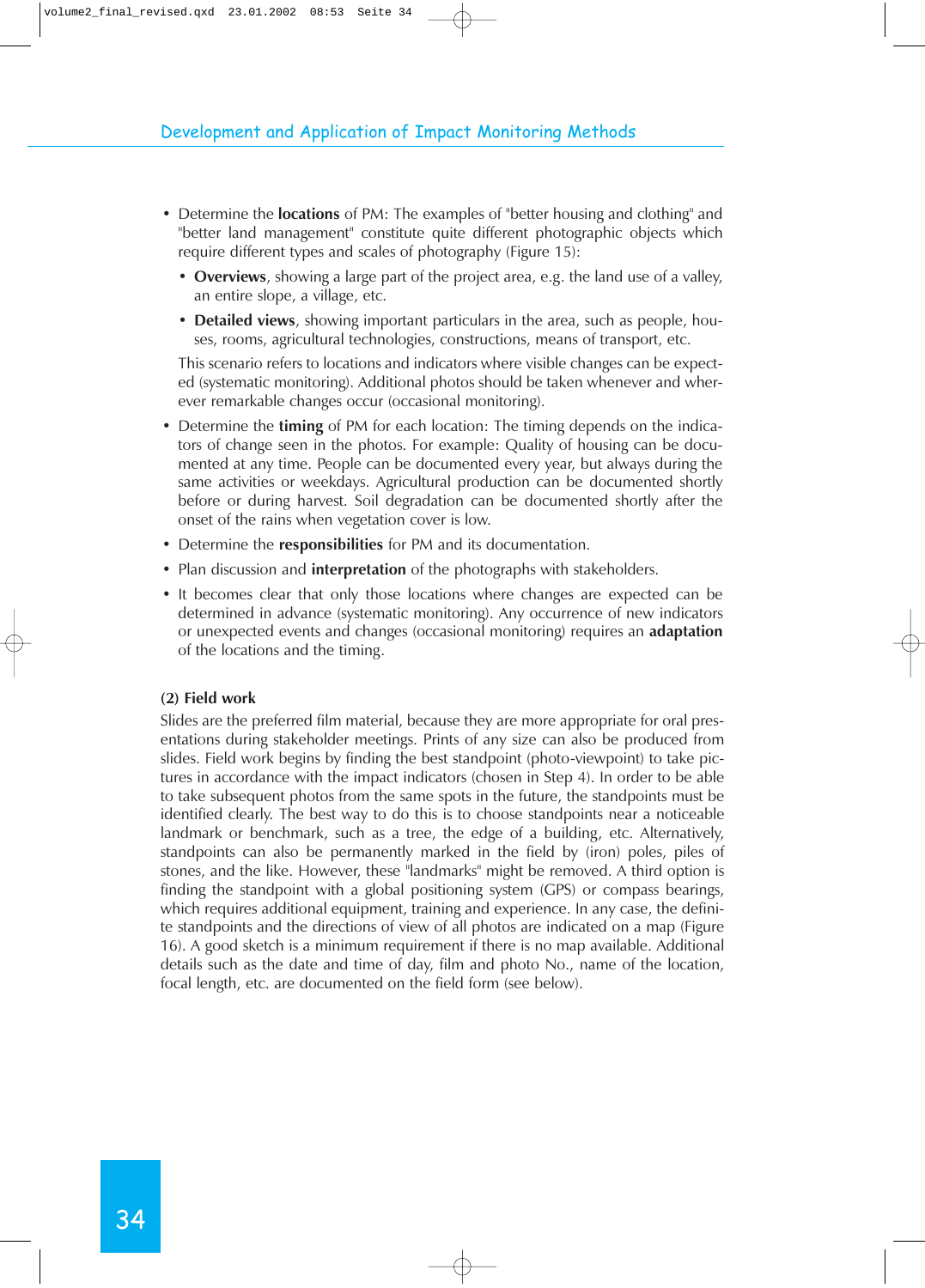- Determine the **locations** of PM: The examples of "better housing and clothing" and "better land management" constitute quite different photographic objects which require different types and scales of photography (Figure 15):
  - **Overviews**, showing a large part of the project area, e.g. the land use of a valley, an entire slope, a village, etc.
  - **Detailed views**, showing important particulars in the area, such as people, houses, rooms, agricultural technologies, constructions, means of transport, etc.

  This scenario refers to locations and indicators where visible changes can be expected (systematic monitoring). Additional photos should be taken whenever and wherever remarkable changes occur (occasional monitoring).
- Determine the **timing** of PM for each location: The timing depends on the indicators of change seen in the photos. For example: Quality of housing can be documented at any time. People can be documented every year, but always during the same activities or weekdays. Agricultural production can be documented shortly before or during harvest. Soil degradation can be documented shortly after the onset of the rains when vegetation cover is low.
- Determine the **responsibilities** for PM and its documentation.
- Plan discussion and **interpretation** of the photographs with stakeholders.
- It becomes clear that only those locations where changes are expected can be determined in advance (systematic monitoring). Any occurrence of new indicators or unexpected events and changes (occasional monitoring) requires an **adaptation** of the locations and the timing.

**(2) Field work**

Slides are the preferred film material, because they are more appropriate for oral presentations during stakeholder meetings. Prints of any size can also be produced from slides. Field work begins by finding the best standpoint (photo-viewpoint) to take pictures in accordance with the impact indicators (chosen in Step 4). In order to be able to take subsequent photos from the same spots in the future, the standpoints must be identified clearly. The best way to do this is to choose standpoints near a noticeable landmark or benchmark, such as a tree, the edge of a building, etc. Alternatively, standpoints can also be permanently marked in the field by (iron) poles, piles of stones, and the like. However, these "landmarks" might be removed. A third option is finding the standpoint with a global positioning system (GPS) or compass bearings, which requires additional equipment, training and experience. In any case, the definite standpoints and the directions of view of all photos are indicated on a map (Figure 16). A good sketch is a minimum requirement if there is no map available. Additional details such as the date and time of day, film and photo No., name of the location, focal length, etc. are documented on the field form (see below).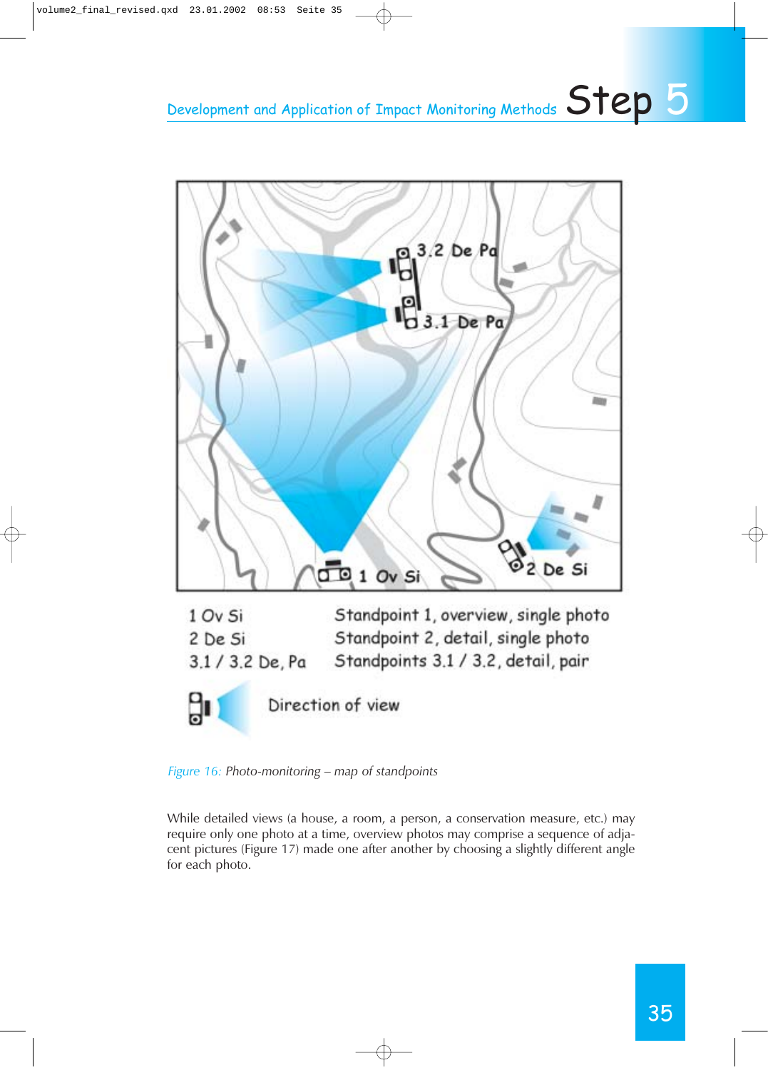1 Ov Si — Standpoint 1, overview, single photo
2 De Si — Standpoint 2, detail, single photo
3.1 / 3.2 De, Pa — Standpoints 3.1 / 3.2, detail, pair

Direction of view

*Figure 16: Photo-monitoring – map of standpoints*

While detailed views (a house, a room, a person, a conservation measure, etc.) may require only one photo at a time, overview photos may comprise a sequence of adjacent pictures (Figure 17) made one after another by choosing a slightly different angle for each photo.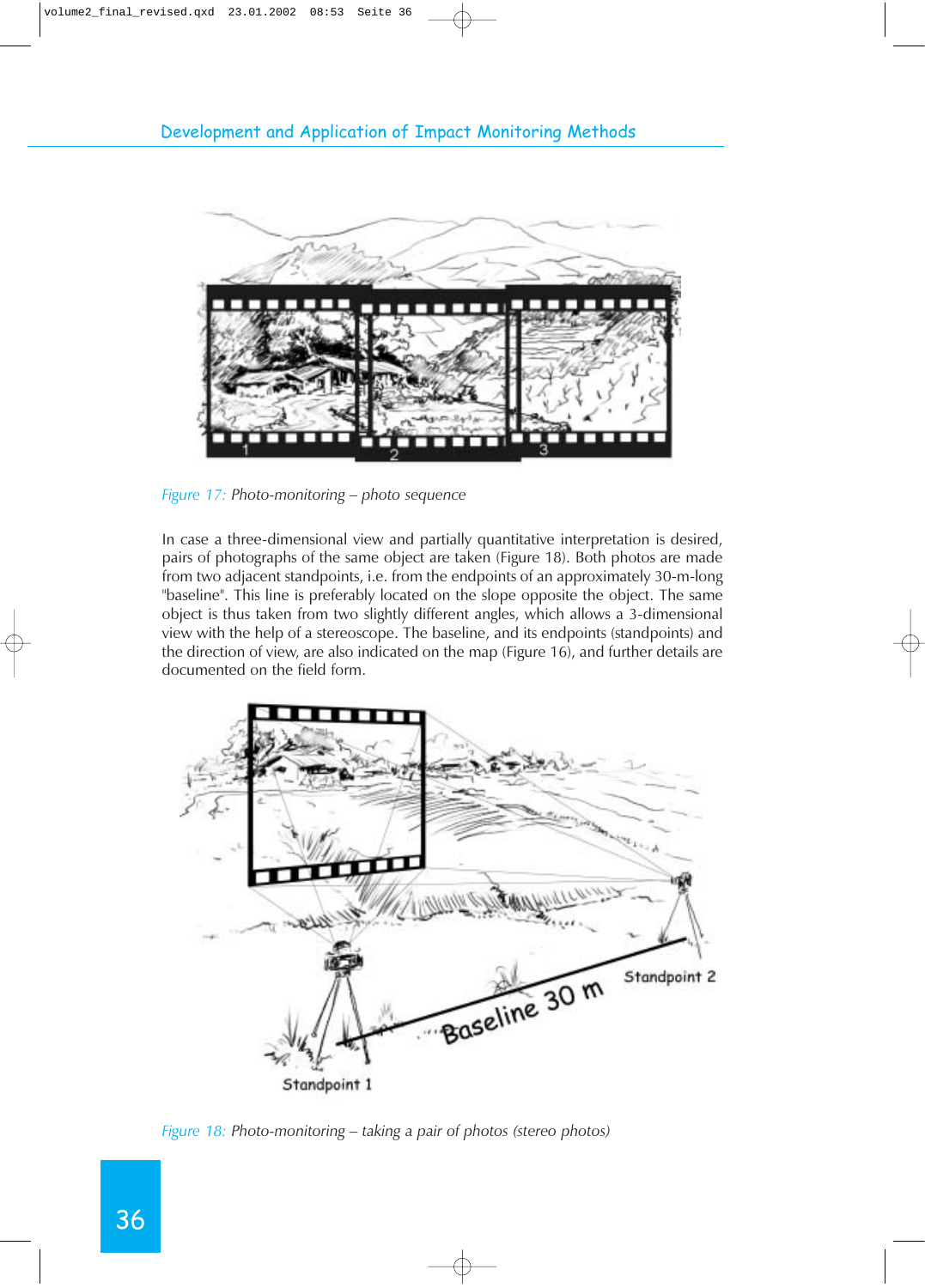Figure 17: *Photo-monitoring – photo sequence*

In case a three-dimensional view and partially quantitative interpretation is desired, pairs of photographs of the same object are taken (Figure 18). Both photos are made from two adjacent standpoints, i.e. from the endpoints of an approximately 30-m-long "baseline". This line is preferably located on the slope opposite the object. The same object is thus taken from two slightly different angles, which allows a 3-dimensional view with the help of a stereoscope. The baseline, and its endpoints (standpoints) and the direction of view, are also indicated on the map (Figure 16), and further details are documented on the field form.

Figure 18: *Photo-monitoring – taking a pair of photos (stereo photos)*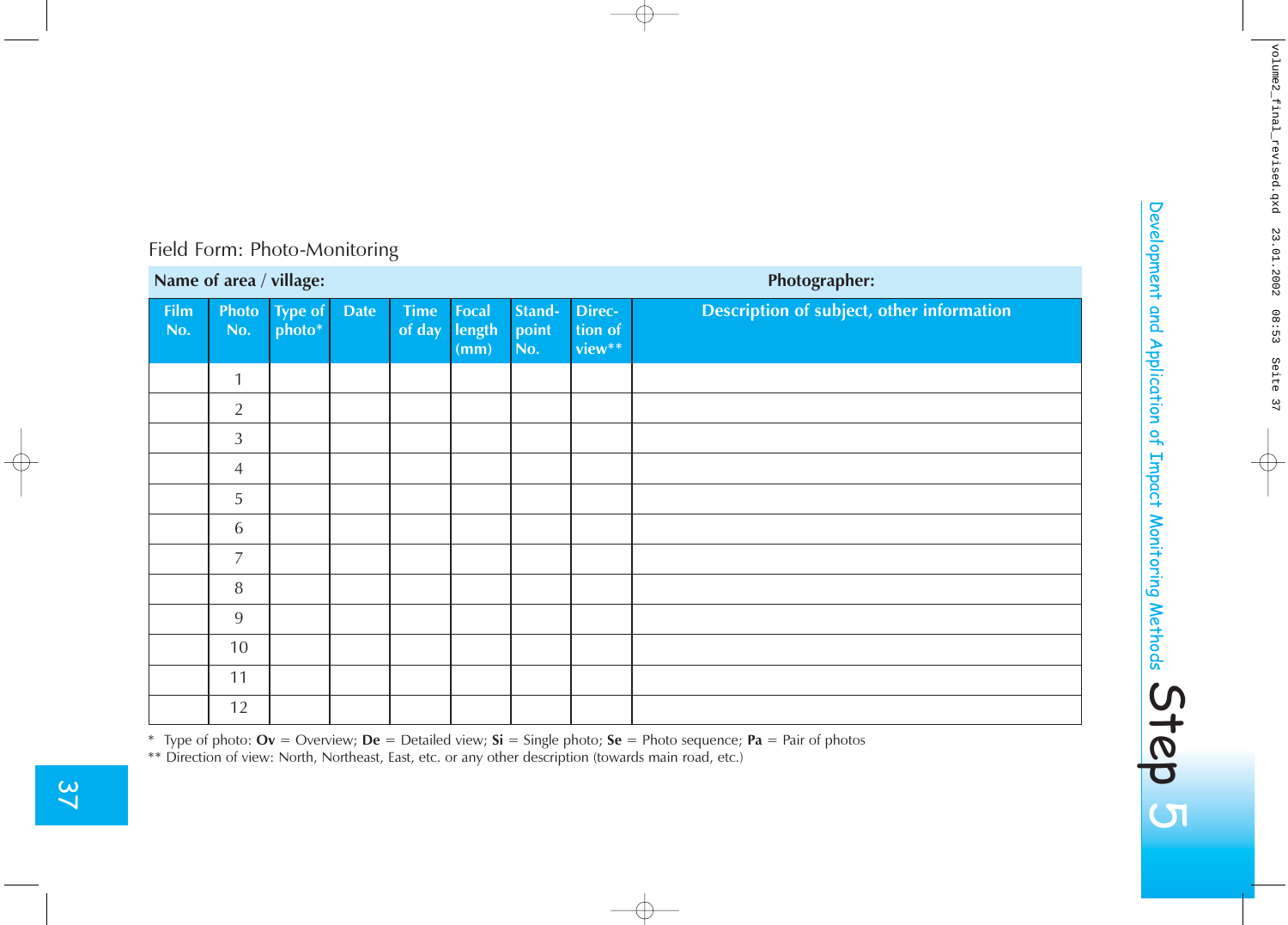Field Form: Photo-Monitoring

| **Name of area / village:** | | | | | | | | **Photographer:** |
|---|---|---|---|---|---|---|---|---|
| **Film No.** | **Photo No.** | **Type of photo*** | **Date** | **Time of day** | **Focal length (mm)** | **Stand-point No.** | **Direction of view**** | **Description of subject, other information** |
| | 1 | | | | | | | |
| | 2 | | | | | | | |
| | 3 | | | | | | | |
| | 4 | | | | | | | |
| | 5 | | | | | | | |
| | 6 | | | | | | | |
| | 7 | | | | | | | |
| | 8 | | | | | | | |
| | 9 | | | | | | | |
| | 10 | | | | | | | |
| | 11 | | | | | | | |
| | 12 | | | | | | | |

\* Type of photo: **Ov** = Overview; **De** = Detailed view; **Si** = Single photo; **Se** = Photo sequence; **Pa** = Pair of photos

\*\* Direction of view: North, Northeast, East, etc. or any other description (towards main road, etc.)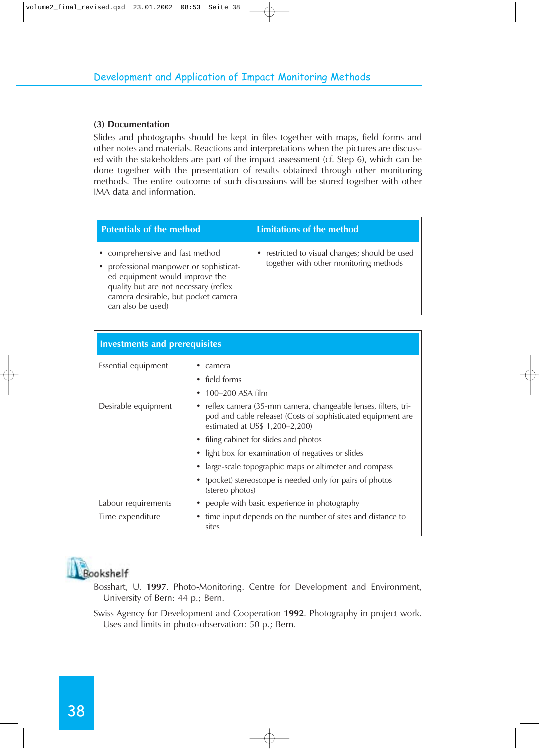**(3) Documentation**

Slides and photographs should be kept in files together with maps, field forms and other notes and materials. Reactions and interpretations when the pictures are discussed with the stakeholders are part of the impact assessment (cf. Step 6), which can be done together with the presentation of results obtained through other monitoring methods. The entire outcome of such discussions will be stored together with other IMA data and information.

| Potentials of the method | Limitations of the method |
|---|---|
| • comprehensive and fast method<br>• professional manpower or sophisticated equipment would improve the quality but are not necessary (reflex camera desirable, but pocket camera can also be used) | • restricted to visual changes; should be used together with other monitoring methods |

| Investments and prerequisites | |
|---|---|
| Essential equipment | • camera<br>• field forms<br>• 100–200 ASA film |
| Desirable equipment | • reflex camera (35-mm camera, changeable lenses, filters, tripod and cable release) (Costs of sophisticated equipment are estimated at US$ 1,200–2,200)<br>• filing cabinet for slides and photos<br>• light box for examination of negatives or slides<br>• large-scale topographic maps or altimeter and compass<br>• (pocket) stereoscope is needed only for pairs of photos (stereo photos) |
| Labour requirements | • people with basic experience in photography |
| Time expenditure | • time input depends on the number of sites and distance to sites |

**Bookshelf**

Bosshart, U. **1997**. Photo-Monitoring. Centre for Development and Environment, University of Bern: 44 p.; Bern.

Swiss Agency for Development and Cooperation **1992**. Photography in project work. Uses and limits in photo-observation: 50 p.; Bern.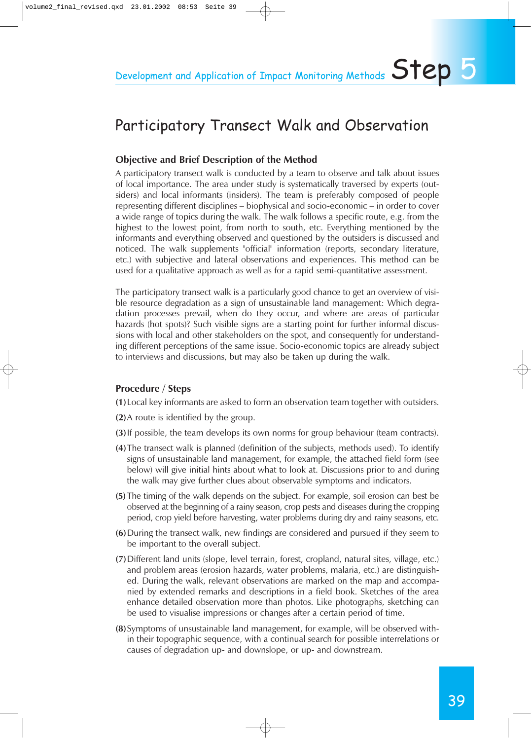# Participatory Transect Walk and Observation

## Objective and Brief Description of the Method

A participatory transect walk is conducted by a team to observe and talk about issues of local importance. The area under study is systematically traversed by experts (outsiders) and local informants (insiders). The team is preferably composed of people representing different disciplines – biophysical and socio-economic – in order to cover a wide range of topics during the walk. The walk follows a specific route, e.g. from the highest to the lowest point, from north to south, etc. Everything mentioned by the informants and everything observed and questioned by the outsiders is discussed and noticed. The walk supplements "official" information (reports, secondary literature, etc.) with subjective and lateral observations and experiences. This method can be used for a qualitative approach as well as for a rapid semi-quantitative assessment.

The participatory transect walk is a particularly good chance to get an overview of visible resource degradation as a sign of unsustainable land management: Which degradation processes prevail, when do they occur, and where are areas of particular hazards (hot spots)? Such visible signs are a starting point for further informal discussions with local and other stakeholders on the spot, and consequently for understanding different perceptions of the same issue. Socio-economic topics are already subject to interviews and discussions, but may also be taken up during the walk.

## Procedure / Steps

**(1)** Local key informants are asked to form an observation team together with outsiders.

**(2)** A route is identified by the group.

**(3)** If possible, the team develops its own norms for group behaviour (team contracts).

**(4)** The transect walk is planned (definition of the subjects, methods used). To identify signs of unsustainable land management, for example, the attached field form (see below) will give initial hints about what to look at. Discussions prior to and during the walk may give further clues about observable symptoms and indicators.

**(5)** The timing of the walk depends on the subject. For example, soil erosion can best be observed at the beginning of a rainy season, crop pests and diseases during the cropping period, crop yield before harvesting, water problems during dry and rainy seasons, etc.

**(6)** During the transect walk, new findings are considered and pursued if they seem to be important to the overall subject.

**(7)** Different land units (slope, level terrain, forest, cropland, natural sites, village, etc.) and problem areas (erosion hazards, water problems, malaria, etc.) are distinguished. During the walk, relevant observations are marked on the map and accompanied by extended remarks and descriptions in a field book. Sketches of the area enhance detailed observation more than photos. Like photographs, sketching can be used to visualise impressions or changes after a certain period of time.

**(8)** Symptoms of unsustainable land management, for example, will be observed within their topographic sequence, with a continual search for possible interrelations or causes of degradation up- and downslope, or up- and downstream.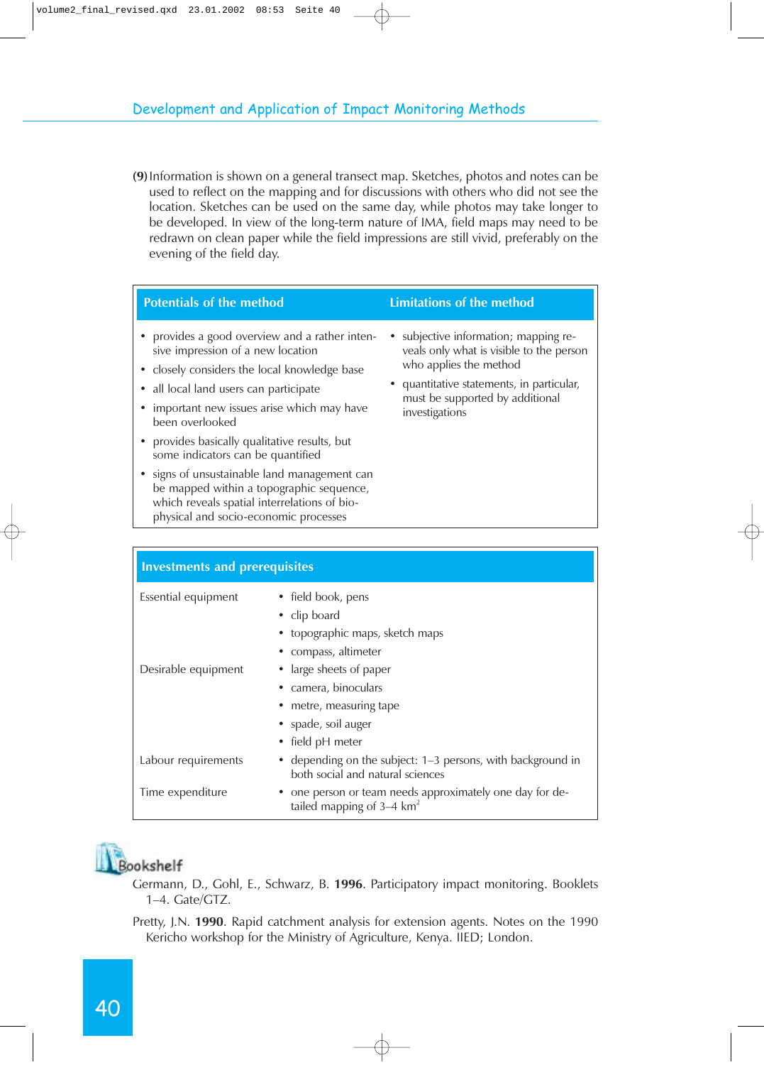**(9)** Information is shown on a general transect map. Sketches, photos and notes can be used to reflect on the mapping and for discussions with others who did not see the location. Sketches can be used on the same day, while photos may take longer to be developed. In view of the long-term nature of IMA, field maps may need to be redrawn on clean paper while the field impressions are still vivid, preferably on the evening of the field day.

| Potentials of the method | Limitations of the method |
|---|---|
| • provides a good overview and a rather intensive impression of a new location<br>• closely considers the local knowledge base<br>• all local land users can participate<br>• important new issues arise which may have been overlooked<br>• provides basically qualitative results, but some indicators can be quantified<br>• signs of unsustainable land management can be mapped within a topographic sequence, which reveals spatial interrelations of bio-physical and socio-economic processes | • subjective information; mapping reveals only what is visible to the person who applies the method<br>• quantitative statements, in particular, must be supported by additional investigations |

| Investments and prerequisites | |
|---|---|
| Essential equipment | • field book, pens<br>• clip board<br>• topographic maps, sketch maps<br>• compass, altimeter |
| Desirable equipment | • large sheets of paper<br>• camera, binoculars<br>• metre, measuring tape<br>• spade, soil auger<br>• field pH meter |
| Labour requirements | • depending on the subject: 1–3 persons, with background in both social and natural sciences |
| Time expenditure | • one person or team needs approximately one day for detailed mapping of 3–4 $km^2$ |

## Bookshelf

Germann, D., Gohl, E., Schwarz, B. **1996**. Participatory impact monitoring. Booklets 1–4. Gate/GTZ.

Pretty, J.N. **1990**. Rapid catchment analysis for extension agents. Notes on the 1990 Kericho workshop for the Ministry of Agriculture, Kenya. IIED; London.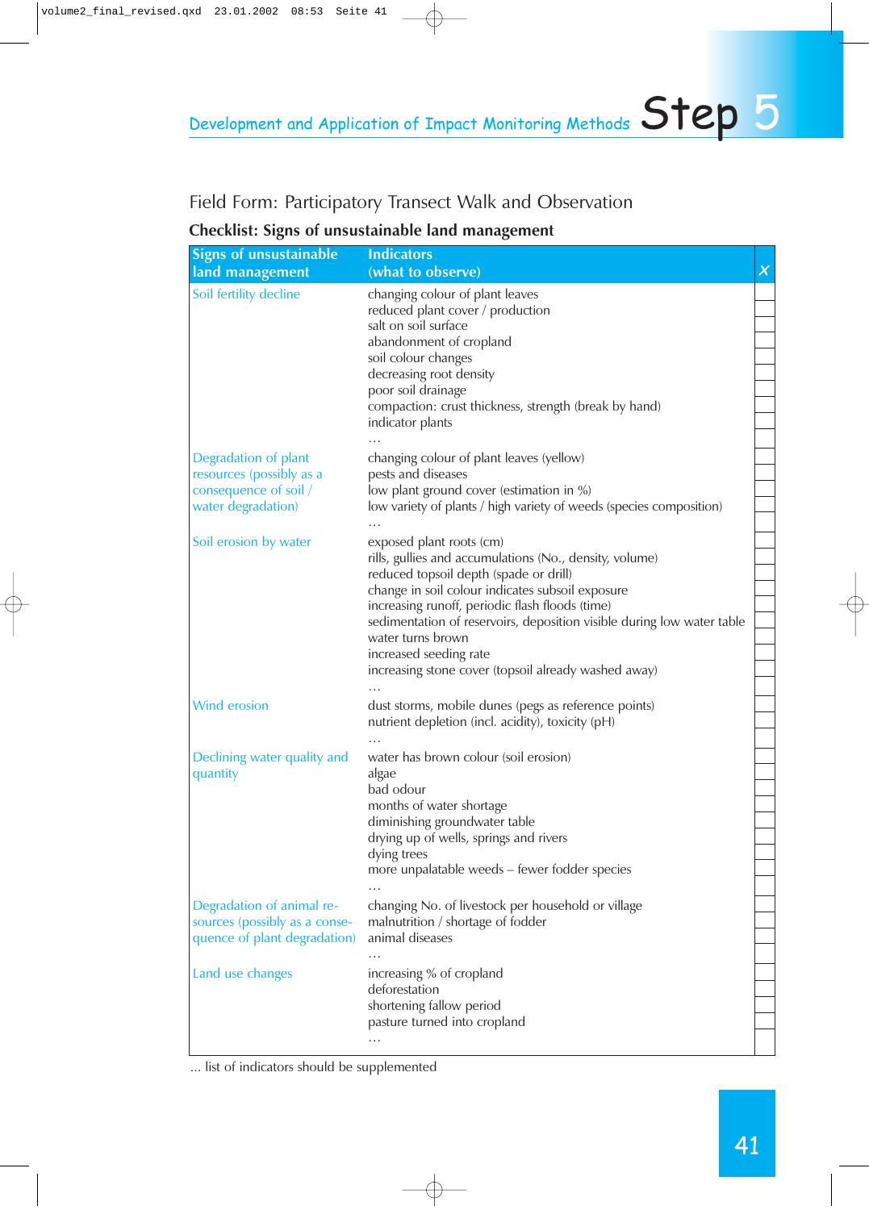## Field Form: Participatory Transect Walk and Observation

### Checklist: Signs of unsustainable land management

| Signs of unsustainable land management | Indicators (what to observe) | x |
|---|---|---|
| Soil fertility decline | changing colour of plant leaves | |
| | reduced plant cover / production | |
| | salt on soil surface | |
| | abandonment of cropland | |
| | soil colour changes | |
| | decreasing root density | |
| | poor soil drainage | |
| | compaction: crust thickness, strength (break by hand) | |
| | indicator plants | |
| | … | |
| Degradation of plant resources (possibly as a consequence of soil / water degradation) | changing colour of plant leaves (yellow) | |
| | pests and diseases | |
| | low plant ground cover (estimation in %) | |
| | low variety of plants / high variety of weeds (species composition) | |
| | … | |
| Soil erosion by water | exposed plant roots (cm) | |
| | rills, gullies and accumulations (No., density, volume) | |
| | reduced topsoil depth (spade or drill) | |
| | change in soil colour indicates subsoil exposure | |
| | increasing runoff, periodic flash floods (time) | |
| | sedimentation of reservoirs, deposition visible during low water table | |
| | water turns brown | |
| | increased seeding rate | |
| | increasing stone cover (topsoil already washed away) | |
| | … | |
| Wind erosion | dust storms, mobile dunes (pegs as reference points) | |
| | nutrient depletion (incl. acidity), toxicity (pH) | |
| | … | |
| Declining water quality and quantity | water has brown colour (soil erosion) | |
| | algae | |
| | bad odour | |
| | months of water shortage | |
| | diminishing groundwater table | |
| | drying up of wells, springs and rivers | |
| | dying trees | |
| | more unpalatable weeds – fewer fodder species | |
| | … | |
| Degradation of animal resources (possibly as a consequence of plant degradation) | changing No. of livestock per household or village | |
| | malnutrition / shortage of fodder | |
| | animal diseases | |
| | … | |
| Land use changes | increasing % of cropland | |
| | deforestation | |
| | shortening fallow period | |
| | pasture turned into cropland | |
| | … | |

… list of indicators should be supplemented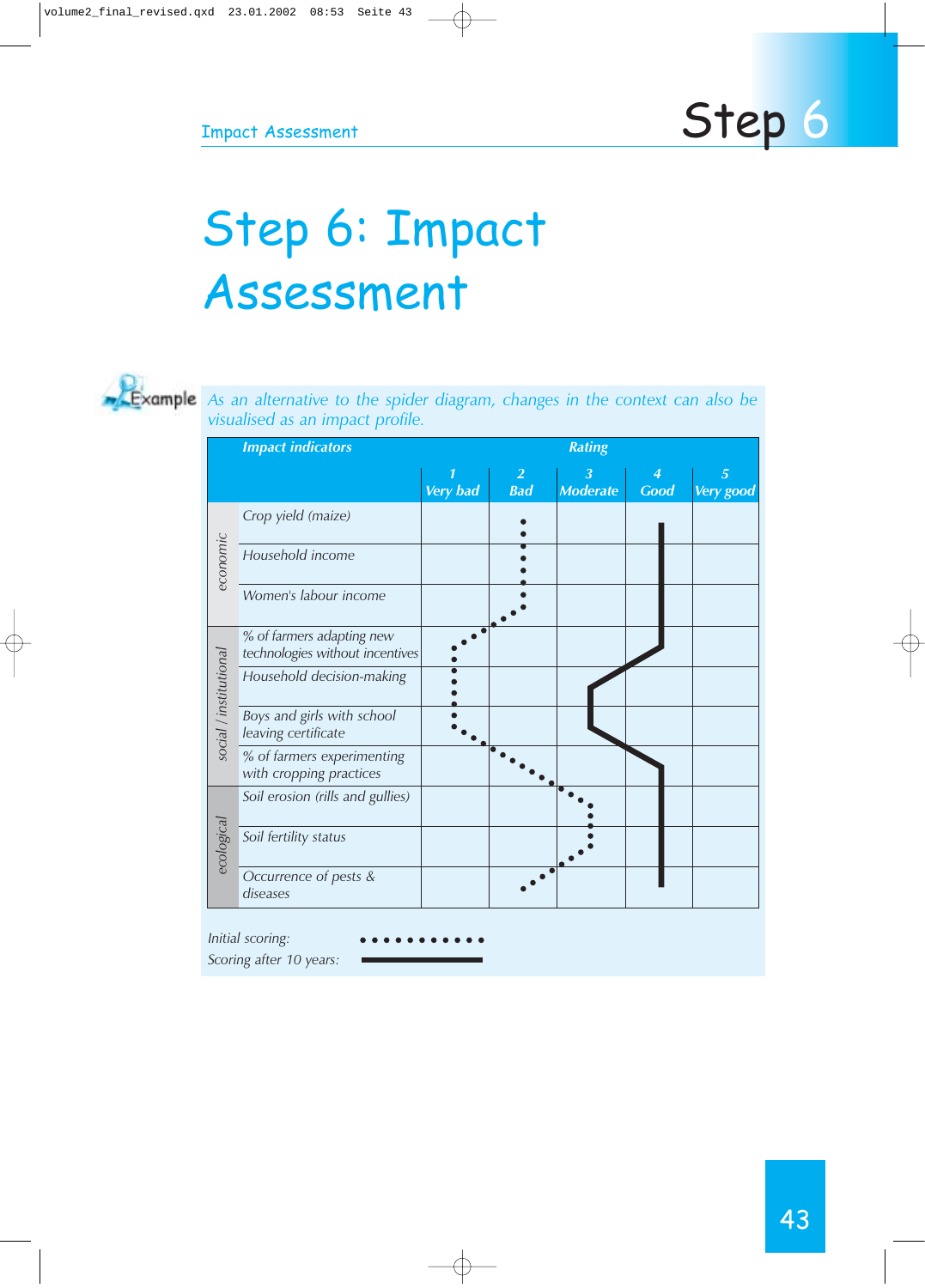# Step 6: Impact Assessment

Example

*As an alternative to the spider diagram, changes in the context can also be visualised as an impact profile.*

| | Impact indicators | Rating | | | | |
|---|---|---|---|---|---|---|
| | | 1 Very bad | 2 Bad | 3 Moderate | 4 Good | 5 Very good |
| economic | Crop yield (maize) | | | | | |
| | Household income | | | | | |
| | Women's labour income | | | | | |
| social / institutional | % of farmers adapting new technologies without incentives | | | | | |
| | Household decision-making | | | | | |
| | Boys and girls with school leaving certificate | | | | | |
| | % of farmers experimenting with cropping practices | | | | | |
| ecological | Soil erosion (rills and gullies) | | | | | |
| | Soil fertility status | | | | | |
| | Occurrence of pests & diseases | | | | | |

*Initial scoring:* • • • • • • • • • • •

*Scoring after 10 years:* ————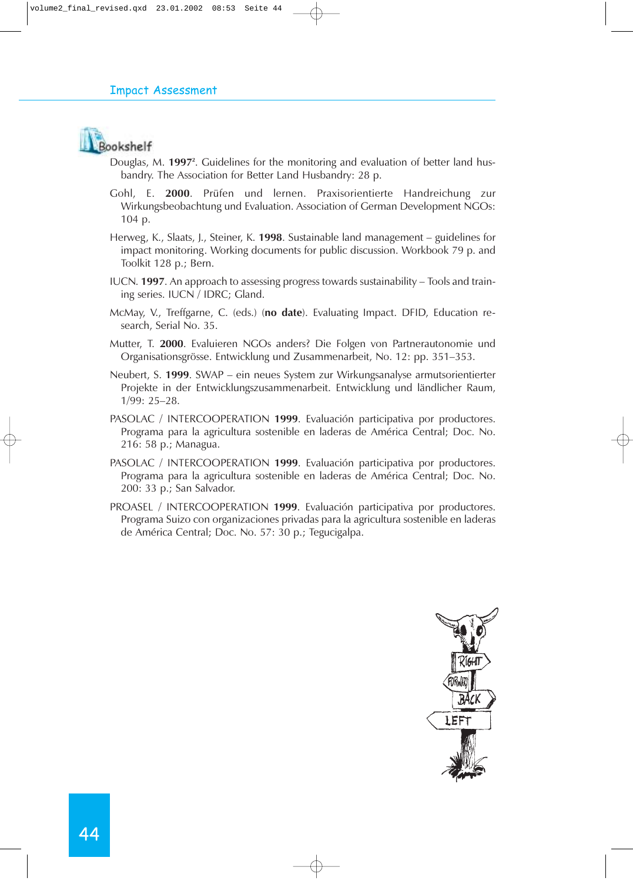## Bookshelf

Douglas, M. **1997**[2]. Guidelines for the monitoring and evaluation of better land husbandry. The Association for Better Land Husbandry: 28 p.

Gohl, E. **2000**. Prüfen und lernen. Praxisorientierte Handreichung zur Wirkungsbeobachtung und Evaluation. Association of German Development NGOs: 104 p.

Herweg, K., Slaats, J., Steiner, K. **1998**. Sustainable land management – guidelines for impact monitoring. Working documents for public discussion. Workbook 79 p. and Toolkit 128 p.; Bern.

IUCN. **1997**. An approach to assessing progress towards sustainability – Tools and training series. IUCN / IDRC; Gland.

McMay, V., Treffgarne, C. (eds.) (**no date**). Evaluating Impact. DFID, Education research, Serial No. 35.

Mutter, T. **2000**. Evaluieren NGOs anders? Die Folgen von Partnerautonomie und Organisationsgrösse. Entwicklung und Zusammenarbeit, No. 12: pp. 351–353.

Neubert, S. **1999**. SWAP – ein neues System zur Wirkungsanalyse armutsorientierter Projekte in der Entwicklungszusammenarbeit. Entwicklung und ländlicher Raum, 1/99: 25–28.

PASOLAC / INTERCOOPERATION **1999**. Evaluación participativa por productores. Programa para la agricultura sostenible en laderas de América Central; Doc. No. 216: 58 p.; Managua.

PASOLAC / INTERCOOPERATION **1999**. Evaluación participativa por productores. Programa para la agricultura sostenible en laderas de América Central; Doc. No. 200: 33 p.; San Salvador.

PROASEL / INTERCOOPERATION **1999**. Evaluación participativa por productores. Programa Suizo con organizaciones privadas para la agricultura sostenible en laderas de América Central; Doc. No. 57: 30 p.; Tegucigalpa.